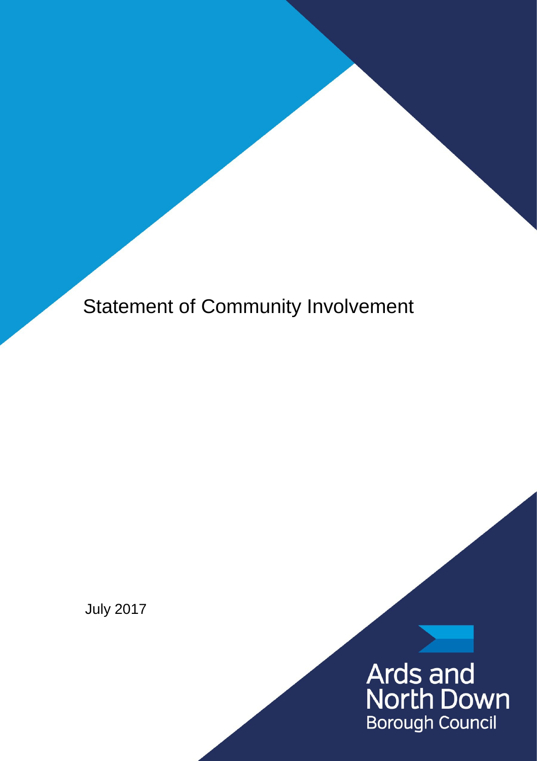# Statement of Community Involvement

July 2017

Ards and North Down Borough Council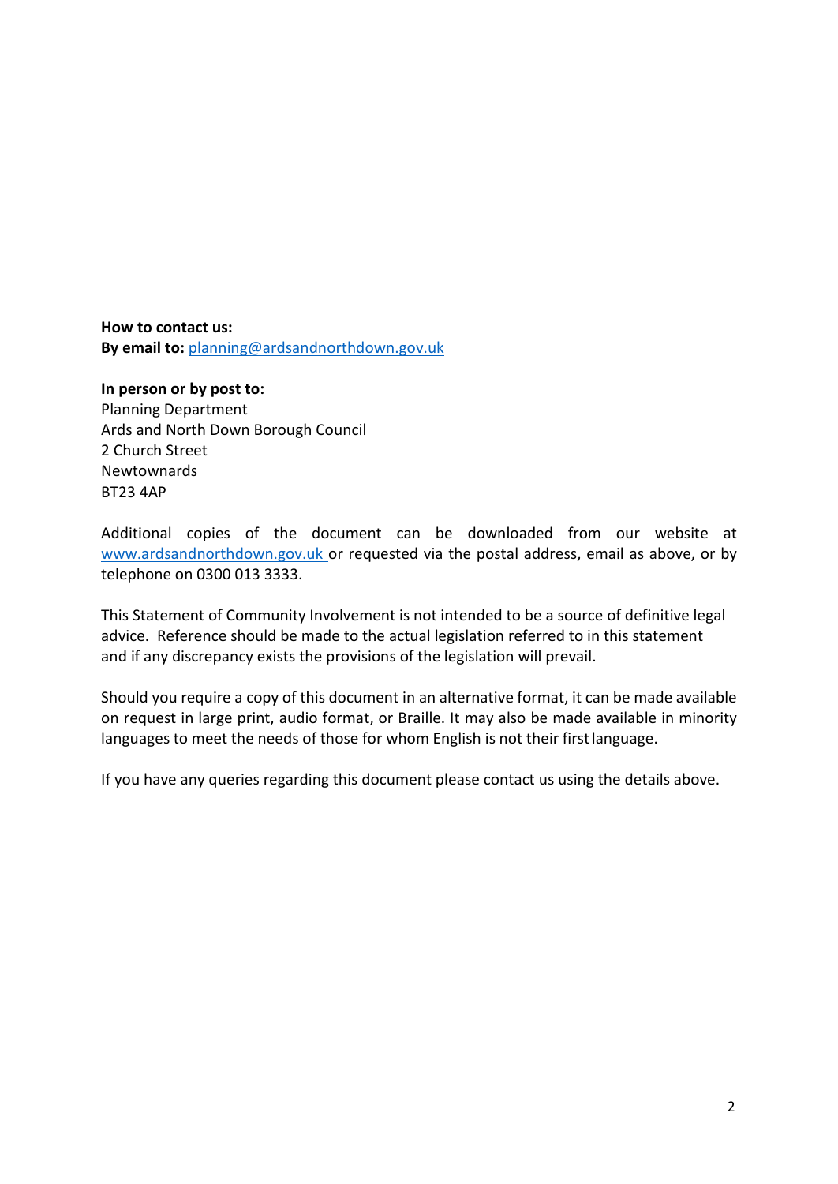**How to contact us:**
**By email to:** planning@ardsandnorthdown.gov.uk

**In person or by post to:**
Planning Department
Ards and North Down Borough Council
2 Church Street
Newtownards
BT23 4AP

Additional copies of the document can be downloaded from our website at www.ardsandnorthdown.gov.uk or requested via the postal address, email as above, or by telephone on 0300 013 3333.

This Statement of Community Involvement is not intended to be a source of definitive legal advice. Reference should be made to the actual legislation referred to in this statement and if any discrepancy exists the provisions of the legislation will prevail.

Should you require a copy of this document in an alternative format, it can be made available on request in large print, audio format, or Braille. It may also be made available in minority languages to meet the needs of those for whom English is not their first language.

If you have any queries regarding this document please contact us using the details above.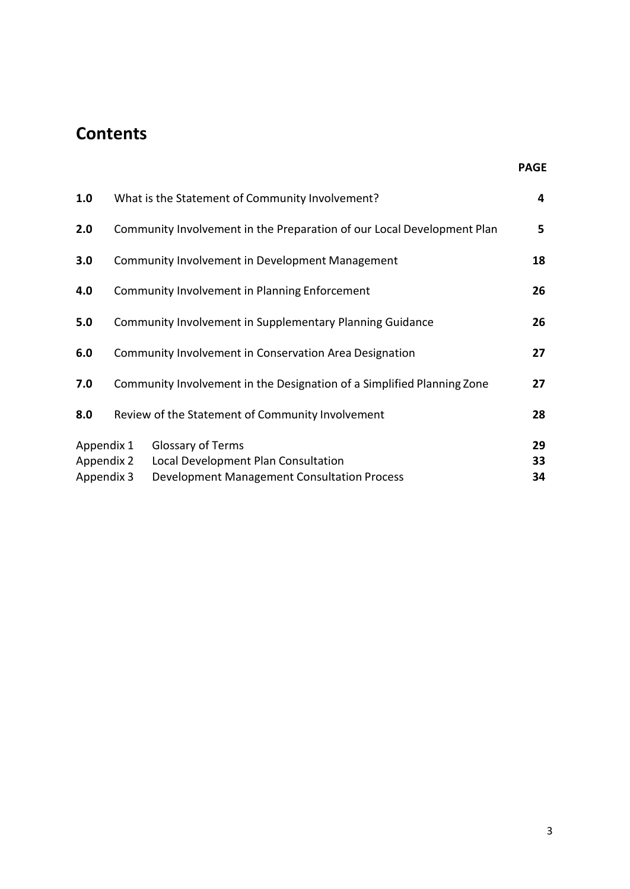# Contents

| | | PAGE |
|---|---|---|
| **1.0** | What is the Statement of Community Involvement? | **4** |
| **2.0** | Community Involvement in the Preparation of our Local Development Plan | **5** |
| **3.0** | Community Involvement in Development Management | **18** |
| **4.0** | Community Involvement in Planning Enforcement | **26** |
| **5.0** | Community Involvement in Supplementary Planning Guidance | **26** |
| **6.0** | Community Involvement in Conservation Area Designation | **27** |
| **7.0** | Community Involvement in the Designation of a Simplified Planning Zone | **27** |
| **8.0** | Review of the Statement of Community Involvement | **28** |
| Appendix 1 | Glossary of Terms | **29** |
| Appendix 2 | Local Development Plan Consultation | **33** |
| Appendix 3 | Development Management Consultation Process | **34** |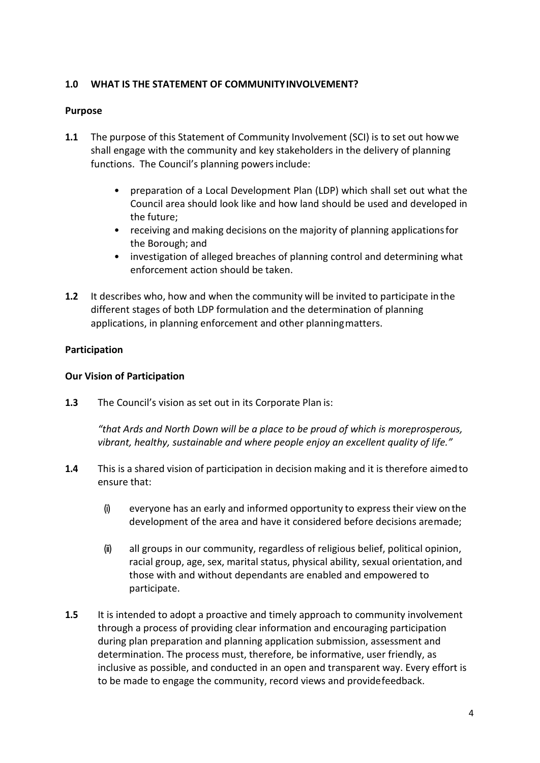## 1.0 WHAT IS THE STATEMENT OF COMMUNITY INVOLVEMENT?

### Purpose

**1.1** The purpose of this Statement of Community Involvement (SCI) is to set out how we shall engage with the community and key stakeholders in the delivery of planning functions. The Council's planning powers include:

- preparation of a Local Development Plan (LDP) which shall set out what the Council area should look like and how land should be used and developed in the future;
- receiving and making decisions on the majority of planning applications for the Borough; and
- investigation of alleged breaches of planning control and determining what enforcement action should be taken.

**1.2** It describes who, how and when the community will be invited to participate in the different stages of both LDP formulation and the determination of planning applications, in planning enforcement and other planning matters.

### Participation

### Our Vision of Participation

**1.3** The Council's vision as set out in its Corporate Plan is:

*"that Ards and North Down will be a place to be proud of which is more prosperous, vibrant, healthy, sustainable and where people enjoy an excellent quality of life."*

**1.4** This is a shared vision of participation in decision making and it is therefore aimed to ensure that:

(i) everyone has an early and informed opportunity to express their view on the development of the area and have it considered before decisions are made;

(ii) all groups in our community, regardless of religious belief, political opinion, racial group, age, sex, marital status, physical ability, sexual orientation, and those with and without dependants are enabled and empowered to participate.

**1.5** It is intended to adopt a proactive and timely approach to community involvement through a process of providing clear information and encouraging participation during plan preparation and planning application submission, assessment and determination. The process must, therefore, be informative, user friendly, as inclusive as possible, and conducted in an open and transparent way. Every effort is to be made to engage the community, record views and provide feedback.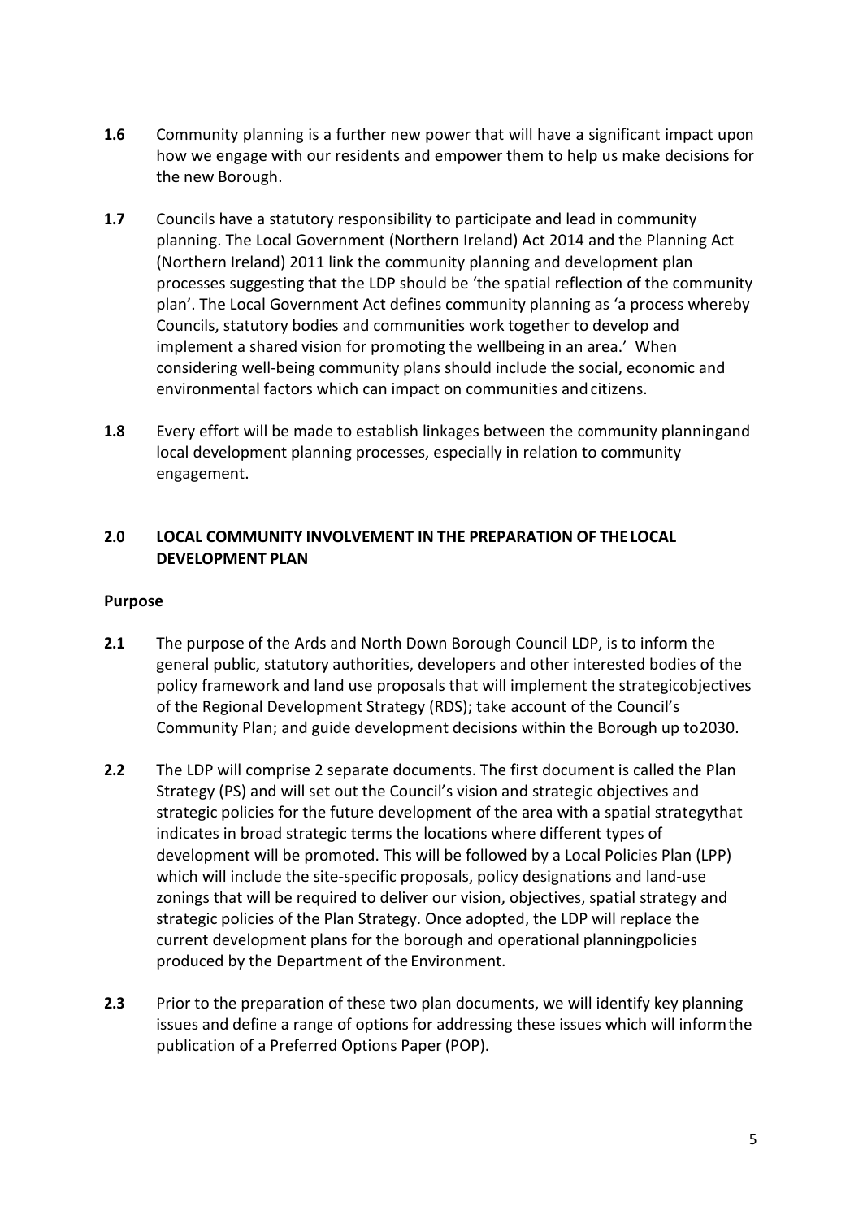**1.6** Community planning is a further new power that will have a significant impact upon how we engage with our residents and empower them to help us make decisions for the new Borough.

**1.7** Councils have a statutory responsibility to participate and lead in community planning. The Local Government (Northern Ireland) Act 2014 and the Planning Act (Northern Ireland) 2011 link the community planning and development plan processes suggesting that the LDP should be 'the spatial reflection of the community plan'. The Local Government Act defines community planning as 'a process whereby Councils, statutory bodies and communities work together to develop and implement a shared vision for promoting the wellbeing in an area.' When considering well-being community plans should include the social, economic and environmental factors which can impact on communities and citizens.

**1.8** Every effort will be made to establish linkages between the community planningand local development planning processes, especially in relation to community engagement.

## 2.0 LOCAL COMMUNITY INVOLVEMENT IN THE PREPARATION OF THE LOCAL DEVELOPMENT PLAN

### Purpose

**2.1** The purpose of the Ards and North Down Borough Council LDP, is to inform the general public, statutory authorities, developers and other interested bodies of the policy framework and land use proposals that will implement the strategicobjectives of the Regional Development Strategy (RDS); take account of the Council's Community Plan; and guide development decisions within the Borough up to2030.

**2.2** The LDP will comprise 2 separate documents. The first document is called the Plan Strategy (PS) and will set out the Council's vision and strategic objectives and strategic policies for the future development of the area with a spatial strategythat indicates in broad strategic terms the locations where different types of development will be promoted. This will be followed by a Local Policies Plan (LPP) which will include the site-specific proposals, policy designations and land-use zonings that will be required to deliver our vision, objectives, spatial strategy and strategic policies of the Plan Strategy. Once adopted, the LDP will replace the current development plans for the borough and operational planningpolicies produced by the Department of the Environment.

**2.3** Prior to the preparation of these two plan documents, we will identify key planning issues and define a range of options for addressing these issues which will informthe publication of a Preferred Options Paper (POP).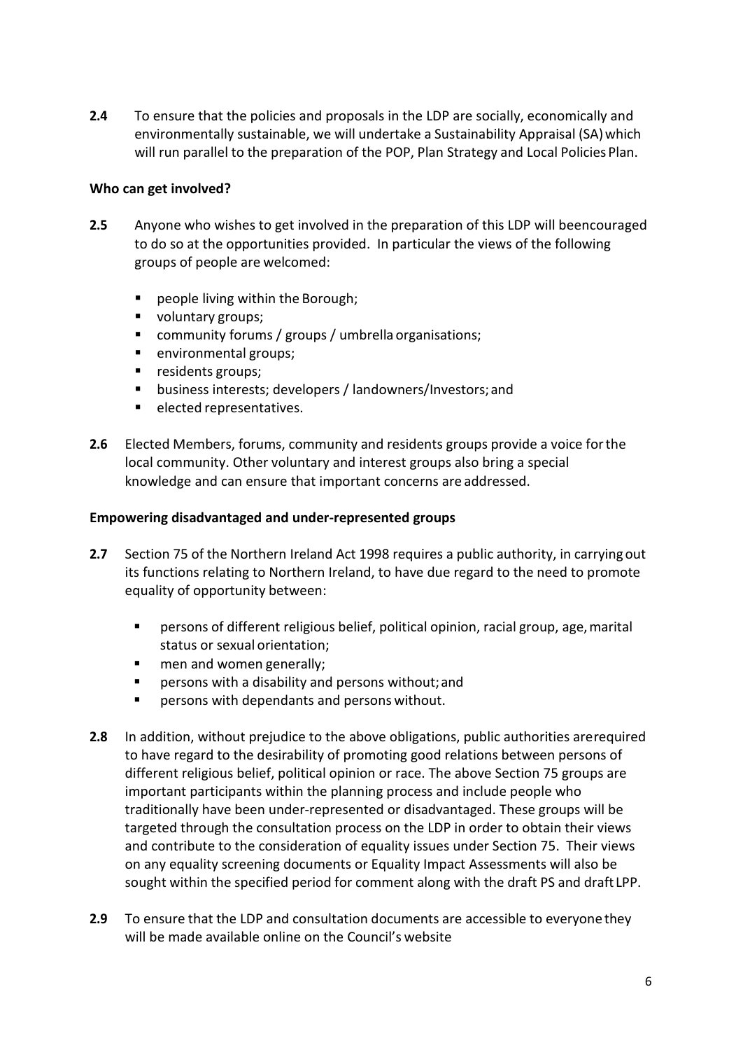**2.4** To ensure that the policies and proposals in the LDP are socially, economically and environmentally sustainable, we will undertake a Sustainability Appraisal (SA) which will run parallel to the preparation of the POP, Plan Strategy and Local Policies Plan.

**Who can get involved?**

**2.5** Anyone who wishes to get involved in the preparation of this LDP will beencouraged to do so at the opportunities provided. In particular the views of the following groups of people are welcomed:

- people living within the Borough;
- voluntary groups;
- community forums / groups / umbrella organisations;
- environmental groups;
- residents groups;
- business interests; developers / landowners/Investors; and
- elected representatives.

**2.6** Elected Members, forums, community and residents groups provide a voice for the local community. Other voluntary and interest groups also bring a special knowledge and can ensure that important concerns are addressed.

**Empowering disadvantaged and under-represented groups**

**2.7** Section 75 of the Northern Ireland Act 1998 requires a public authority, in carrying out its functions relating to Northern Ireland, to have due regard to the need to promote equality of opportunity between:

- persons of different religious belief, political opinion, racial group, age, marital status or sexual orientation;
- men and women generally;
- persons with a disability and persons without; and
- persons with dependants and persons without.

**2.8** In addition, without prejudice to the above obligations, public authorities arerequired to have regard to the desirability of promoting good relations between persons of different religious belief, political opinion or race. The above Section 75 groups are important participants within the planning process and include people who traditionally have been under-represented or disadvantaged. These groups will be targeted through the consultation process on the LDP in order to obtain their views and contribute to the consideration of equality issues under Section 75. Their views on any equality screening documents or Equality Impact Assessments will also be sought within the specified period for comment along with the draft PS and draft LPP.

**2.9** To ensure that the LDP and consultation documents are accessible to everyone they will be made available online on the Council's website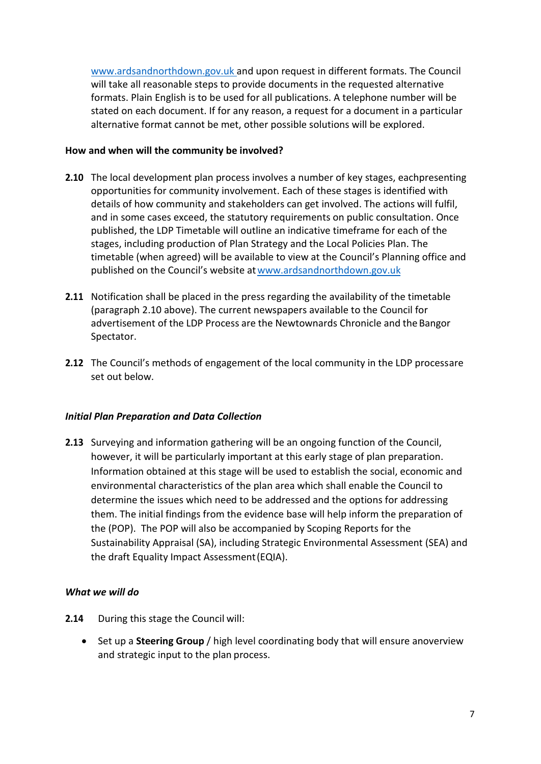www.ardsandnorthdown.gov.uk and upon request in different formats. The Council will take all reasonable steps to provide documents in the requested alternative formats. Plain English is to be used for all publications. A telephone number will be stated on each document. If for any reason, a request for a document in a particular alternative format cannot be met, other possible solutions will be explored.

**How and when will the community be involved?**

**2.10** The local development plan process involves a number of key stages, eachpresenting opportunities for community involvement. Each of these stages is identified with details of how community and stakeholders can get involved. The actions will fulfil, and in some cases exceed, the statutory requirements on public consultation. Once published, the LDP Timetable will outline an indicative timeframe for each of the stages, including production of Plan Strategy and the Local Policies Plan. The timetable (when agreed) will be available to view at the Council's Planning office and published on the Council's website at www.ardsandnorthdown.gov.uk

**2.11** Notification shall be placed in the press regarding the availability of the timetable (paragraph 2.10 above). The current newspapers available to the Council for advertisement of the LDP Process are the Newtownards Chronicle and the Bangor Spectator.

**2.12** The Council's methods of engagement of the local community in the LDP processare set out below.

***Initial Plan Preparation and Data Collection***

**2.13** Surveying and information gathering will be an ongoing function of the Council, however, it will be particularly important at this early stage of plan preparation. Information obtained at this stage will be used to establish the social, economic and environmental characteristics of the plan area which shall enable the Council to determine the issues which need to be addressed and the options for addressing them. The initial findings from the evidence base will help inform the preparation of the (POP). The POP will also be accompanied by Scoping Reports for the Sustainability Appraisal (SA), including Strategic Environmental Assessment (SEA) and the draft Equality Impact Assessment (EQIA).

***What we will do***

**2.14** During this stage the Council will:

- Set up a **Steering Group** / high level coordinating body that will ensure anoverview and strategic input to the plan process.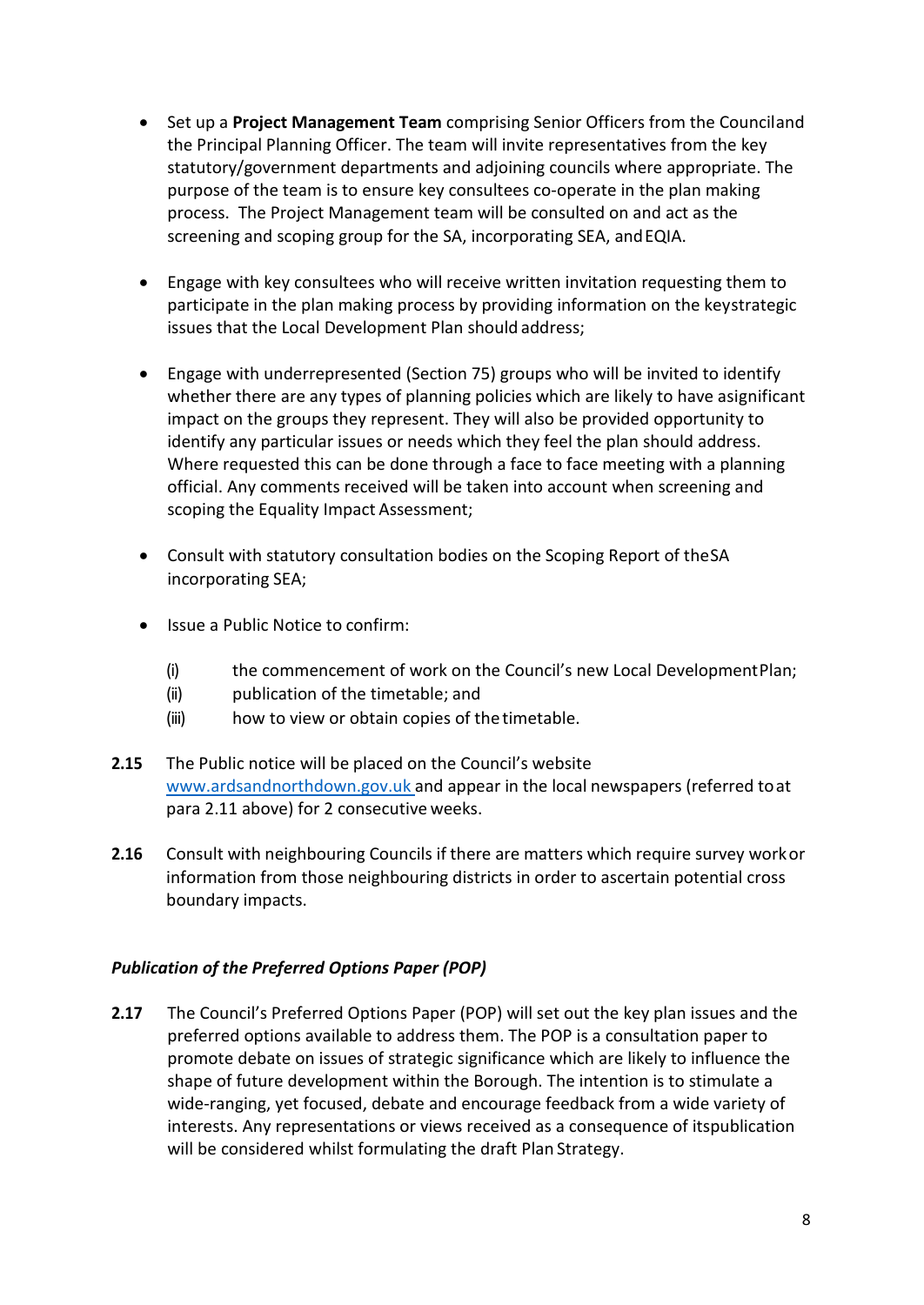- Set up a **Project Management Team** comprising Senior Officers from the Council and the Principal Planning Officer. The team will invite representatives from the key statutory/government departments and adjoining councils where appropriate. The purpose of the team is to ensure key consultees co-operate in the plan making process. The Project Management team will be consulted on and act as the screening and scoping group for the SA, incorporating SEA, and EQIA.

- Engage with key consultees who will receive written invitation requesting them to participate in the plan making process by providing information on the key strategic issues that the Local Development Plan should address;

- Engage with underrepresented (Section 75) groups who will be invited to identify whether there are any types of planning policies which are likely to have a significant impact on the groups they represent. They will also be provided opportunity to identify any particular issues or needs which they feel the plan should address. Where requested this can be done through a face to face meeting with a planning official. Any comments received will be taken into account when screening and scoping the Equality Impact Assessment;

- Consult with statutory consultation bodies on the Scoping Report of the SA incorporating SEA;

- Issue a Public Notice to confirm:

  (i) the commencement of work on the Council's new Local Development Plan;
  (ii) publication of the timetable; and
  (iii) how to view or obtain copies of the timetable.

**2.15** The Public notice will be placed on the Council's website [www.ardsandnorthdown.gov.uk](www.ardsandnorthdown.gov.uk) and appear in the local newspapers (referred to at para 2.11 above) for 2 consecutive weeks.

**2.16** Consult with neighbouring Councils if there are matters which require survey work or information from those neighbouring districts in order to ascertain potential cross boundary impacts.

### *Publication of the Preferred Options Paper (POP)*

**2.17** The Council's Preferred Options Paper (POP) will set out the key plan issues and the preferred options available to address them. The POP is a consultation paper to promote debate on issues of strategic significance which are likely to influence the shape of future development within the Borough. The intention is to stimulate a wide-ranging, yet focused, debate and encourage feedback from a wide variety of interests. Any representations or views received as a consequence of its publication will be considered whilst formulating the draft Plan Strategy.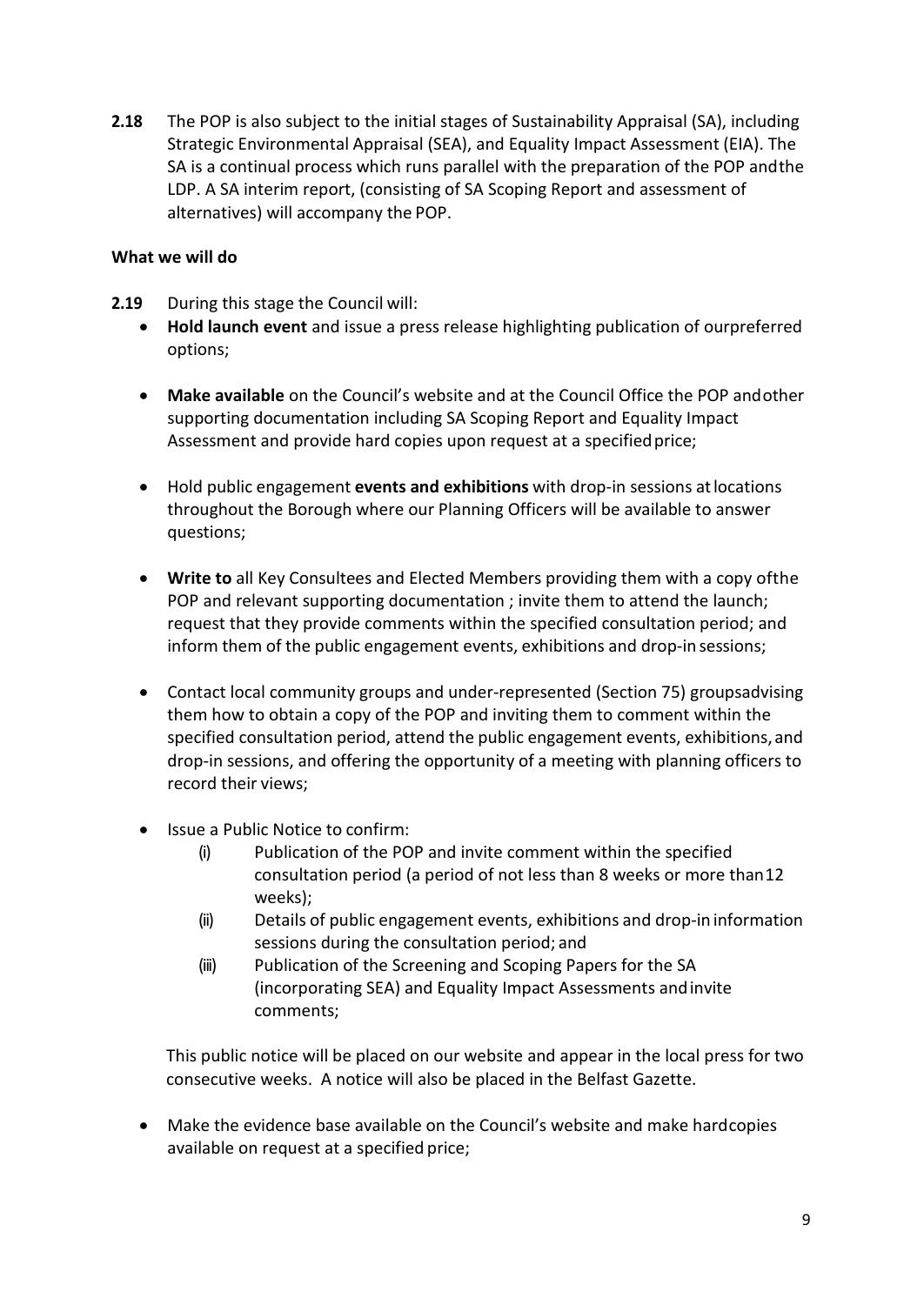**2.18** The POP is also subject to the initial stages of Sustainability Appraisal (SA), including Strategic Environmental Appraisal (SEA), and Equality Impact Assessment (EIA). The SA is a continual process which runs parallel with the preparation of the POP and the LDP. A SA interim report, (consisting of SA Scoping Report and assessment of alternatives) will accompany the POP.

**What we will do**

**2.19** During this stage the Council will:

- **Hold launch event** and issue a press release highlighting publication of our preferred options;

- **Make available** on the Council's website and at the Council Office the POP and other supporting documentation including SA Scoping Report and Equality Impact Assessment and provide hard copies upon request at a specified price;

- Hold public engagement **events and exhibitions** with drop-in sessions at locations throughout the Borough where our Planning Officers will be available to answer questions;

- **Write to** all Key Consultees and Elected Members providing them with a copy of the POP and relevant supporting documentation ; invite them to attend the launch; request that they provide comments within the specified consultation period; and inform them of the public engagement events, exhibitions and drop-in sessions;

- Contact local community groups and under-represented (Section 75) groups advising them how to obtain a copy of the POP and inviting them to comment within the specified consultation period, attend the public engagement events, exhibitions, and drop-in sessions, and offering the opportunity of a meeting with planning officers to record their views;

- Issue a Public Notice to confirm:
  - (i) Publication of the POP and invite comment within the specified consultation period (a period of not less than 8 weeks or more than 12 weeks);
  - (ii) Details of public engagement events, exhibitions and drop-in information sessions during the consultation period; and
  - (iii) Publication of the Screening and Scoping Papers for the SA (incorporating SEA) and Equality Impact Assessments and invite comments;

  This public notice will be placed on our website and appear in the local press for two consecutive weeks. A notice will also be placed in the Belfast Gazette.

- Make the evidence base available on the Council's website and make hard copies available on request at a specified price;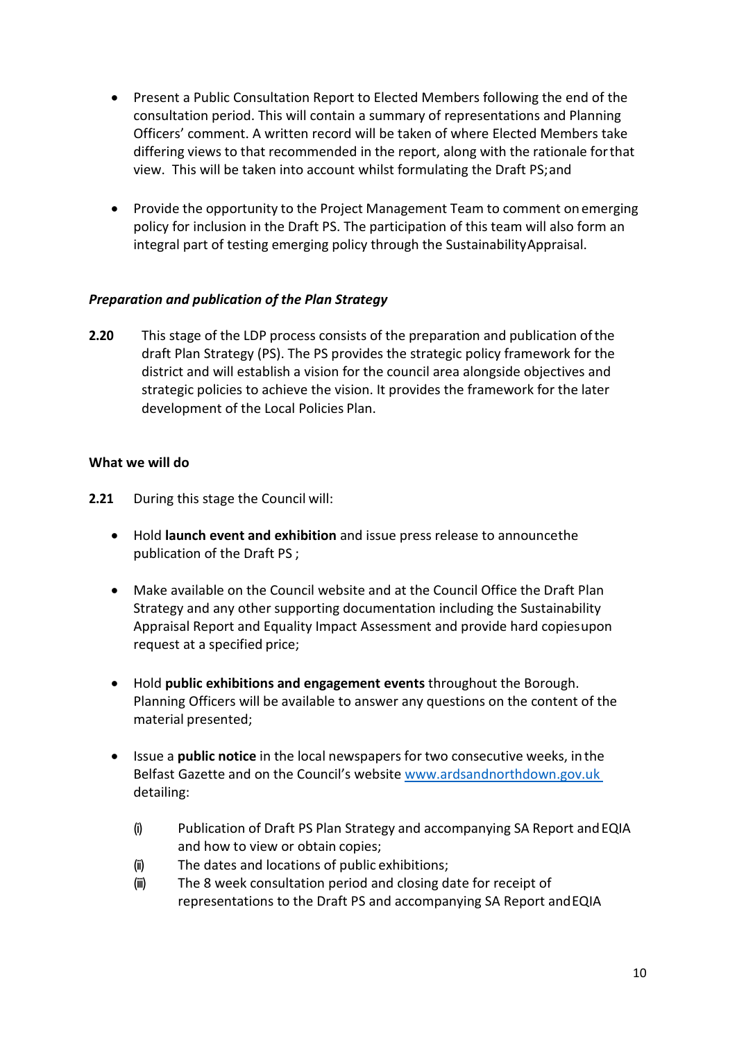- Present a Public Consultation Report to Elected Members following the end of the consultation period. This will contain a summary of representations and Planning Officers' comment. A written record will be taken of where Elected Members take differing views to that recommended in the report, along with the rationale for that view. This will be taken into account whilst formulating the Draft PS; and

- Provide the opportunity to the Project Management Team to comment on emerging policy for inclusion in the Draft PS. The participation of this team will also form an integral part of testing emerging policy through the Sustainability Appraisal.

***Preparation and publication of the Plan Strategy***

**2.20** This stage of the LDP process consists of the preparation and publication of the draft Plan Strategy (PS). The PS provides the strategic policy framework for the district and will establish a vision for the council area alongside objectives and strategic policies to achieve the vision. It provides the framework for the later development of the Local Policies Plan.

**What we will do**

**2.21** During this stage the Council will:

- Hold **launch event and exhibition** and issue press release to announce the publication of the Draft PS ;

- Make available on the Council website and at the Council Office the Draft Plan Strategy and any other supporting documentation including the Sustainability Appraisal Report and Equality Impact Assessment and provide hard copies upon request at a specified price;

- Hold **public exhibitions and engagement events** throughout the Borough. Planning Officers will be available to answer any questions on the content of the material presented;

- Issue a **public notice** in the local newspapers for two consecutive weeks, in the Belfast Gazette and on the Council's website [www.ardsandnorthdown.gov.uk](www.ardsandnorthdown.gov.uk) detailing:

  (i) Publication of Draft PS Plan Strategy and accompanying SA Report and EQIA and how to view or obtain copies;
  (ii) The dates and locations of public exhibitions;
  (iii) The 8 week consultation period and closing date for receipt of representations to the Draft PS and accompanying SA Report and EQIA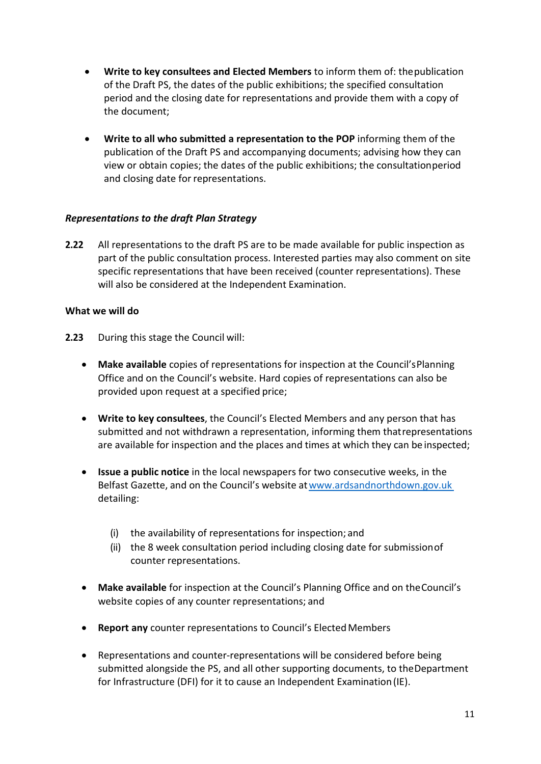- **Write to key consultees and Elected Members** to inform them of: the publication of the Draft PS, the dates of the public exhibitions; the specified consultation period and the closing date for representations and provide them with a copy of the document;

- **Write to all who submitted a representation to the POP** informing them of the publication of the Draft PS and accompanying documents; advising how they can view or obtain copies; the dates of the public exhibitions; the consultation period and closing date for representations.

*Representations to the draft Plan Strategy*

**2.22** All representations to the draft PS are to be made available for public inspection as part of the public consultation process. Interested parties may also comment on site specific representations that have been received (counter representations). These will also be considered at the Independent Examination.

**What we will do**

**2.23** During this stage the Council will:

- **Make available** copies of representations for inspection at the Council's Planning Office and on the Council's website. Hard copies of representations can also be provided upon request at a specified price;

- **Write to key consultees**, the Council's Elected Members and any person that has submitted and not withdrawn a representation, informing them that representations are available for inspection and the places and times at which they can be inspected;

- **Issue a public notice** in the local newspapers for two consecutive weeks, in the Belfast Gazette, and on the Council's website at [www.ardsandnorthdown.gov.uk](http://www.ardsandnorthdown.gov.uk) detailing:

  (i) the availability of representations for inspection; and
  (ii) the 8 week consultation period including closing date for submission of counter representations.

- **Make available** for inspection at the Council's Planning Office and on the Council's website copies of any counter representations; and

- **Report any** counter representations to Council's Elected Members

- Representations and counter-representations will be considered before being submitted alongside the PS, and all other supporting documents, to the Department for Infrastructure (DFI) for it to cause an Independent Examination (IE).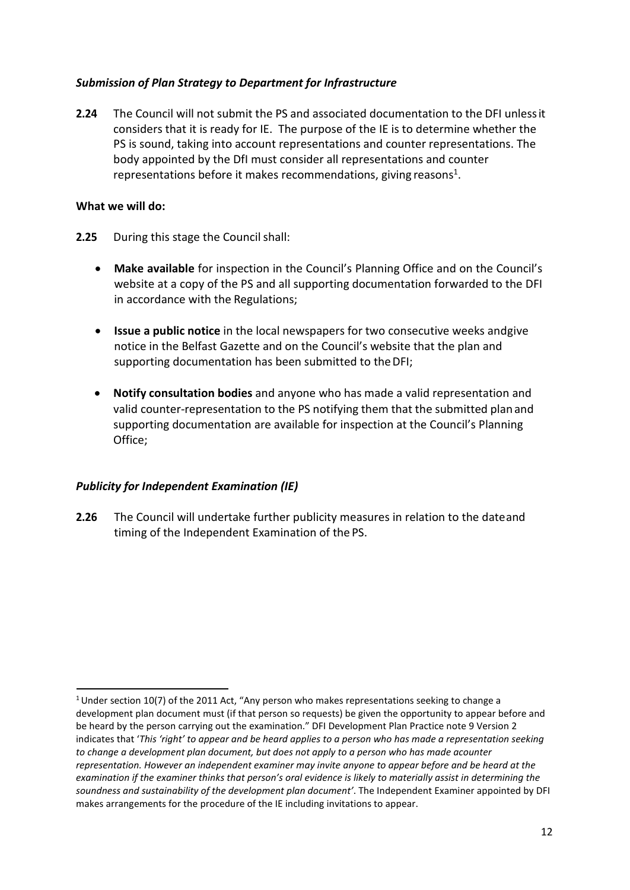### *Submission of Plan Strategy to Department for Infrastructure*

**2.24** The Council will not submit the PS and associated documentation to the DFI unless it considers that it is ready for IE. The purpose of the IE is to determine whether the PS is sound, taking into account representations and counter representations. The body appointed by the DfI must consider all representations and counter representations before it makes recommendations, giving reasons[1].

**What we will do:**

**2.25** During this stage the Council shall:

- **Make available** for inspection in the Council's Planning Office and on the Council's website at a copy of the PS and all supporting documentation forwarded to the DFI in accordance with the Regulations;
- **Issue a public notice** in the local newspapers for two consecutive weeks andgive notice in the Belfast Gazette and on the Council's website that the plan and supporting documentation has been submitted to the DFI;
- **Notify consultation bodies** and anyone who has made a valid representation and valid counter-representation to the PS notifying them that the submitted plan and supporting documentation are available for inspection at the Council's Planning Office;

### *Publicity for Independent Examination (IE)*

**2.26** The Council will undertake further publicity measures in relation to the dateand timing of the Independent Examination of the PS.

---

[1] Under section 10(7) of the 2011 Act, "Any person who makes representations seeking to change a development plan document must (if that person so requests) be given the opportunity to appear before and be heard by the person carrying out the examination." DFI Development Plan Practice note 9 Version 2 indicates that '*This 'right' to appear and be heard applies to a person who has made a representation seeking to change a development plan document, but does not apply to a person who has made acounter representation. However an independent examiner may invite anyone to appear before and be heard at the examination if the examiner thinks that person's oral evidence is likely to materially assist in determining the soundness and sustainability of the development plan document'*. The Independent Examiner appointed by DFI makes arrangements for the procedure of the IE including invitations to appear.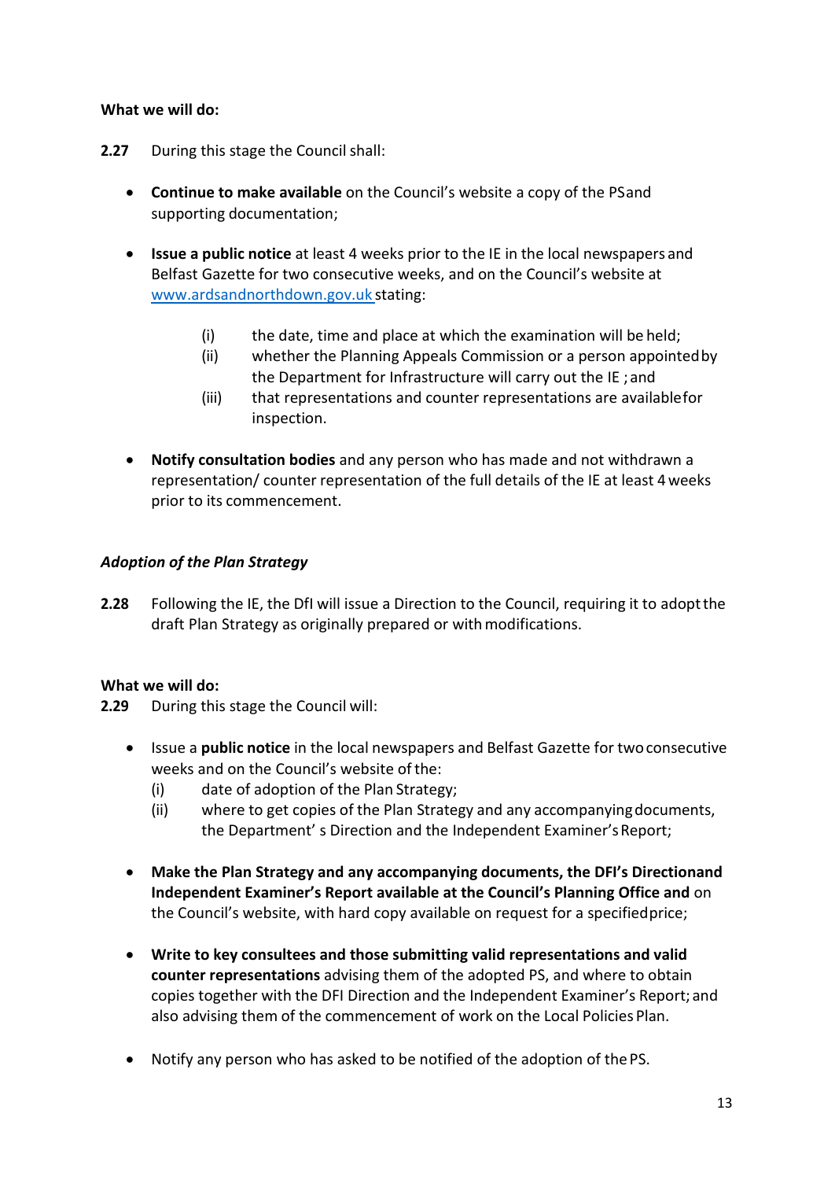**What we will do:**

**2.27** During this stage the Council shall:

- **Continue to make available** on the Council's website a copy of the PS and supporting documentation;

- **Issue a public notice** at least 4 weeks prior to the IE in the local newspapers and Belfast Gazette for two consecutive weeks, and on the Council's website at [www.ardsandnorthdown.gov.uk](www.ardsandnorthdown.gov.uk) stating:

  (i) the date, time and place at which the examination will be held;
  (ii) whether the Planning Appeals Commission or a person appointed by the Department for Infrastructure will carry out the IE ; and
  (iii) that representations and counter representations are available for inspection.

- **Notify consultation bodies** and any person who has made and not withdrawn a representation/ counter representation of the full details of the IE at least 4 weeks prior to its commencement.

***Adoption of the Plan Strategy***

**2.28** Following the IE, the DfI will issue a Direction to the Council, requiring it to adopt the draft Plan Strategy as originally prepared or with modifications.

**What we will do:**

**2.29** During this stage the Council will:

- Issue a **public notice** in the local newspapers and Belfast Gazette for two consecutive weeks and on the Council's website of the:
  (i) date of adoption of the Plan Strategy;
  (ii) where to get copies of the Plan Strategy and any accompanying documents, the Department' s Direction and the Independent Examiner's Report;

- **Make the Plan Strategy and any accompanying documents, the DFI's Direction and Independent Examiner's Report available at the Council's Planning Office and** on the Council's website, with hard copy available on request for a specified price;

- **Write to key consultees and those submitting valid representations and valid counter representations** advising them of the adopted PS, and where to obtain copies together with the DFI Direction and the Independent Examiner's Report; and also advising them of the commencement of work on the Local Policies Plan.

- Notify any person who has asked to be notified of the adoption of the PS.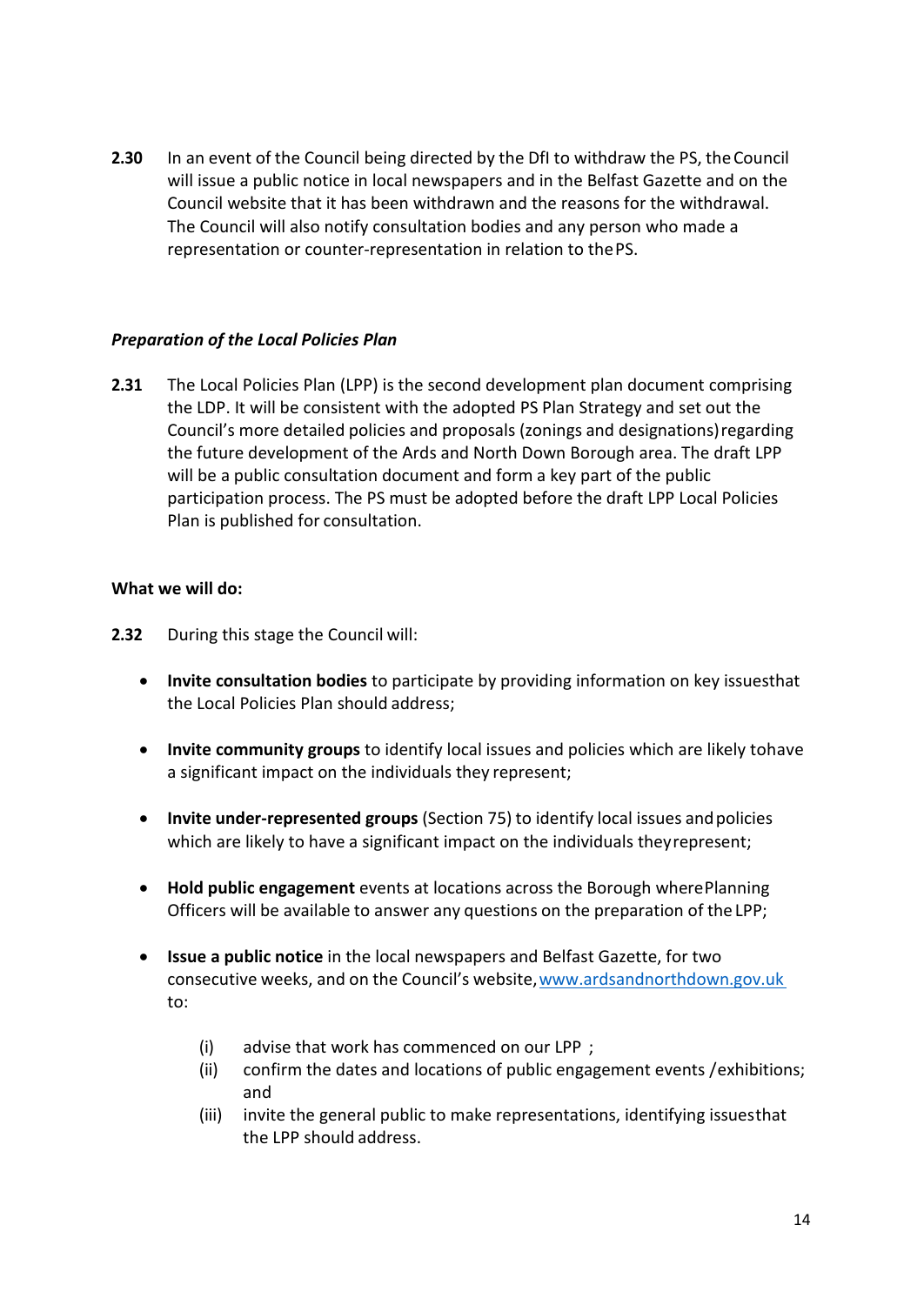**2.30** In an event of the Council being directed by the DfI to withdraw the PS, the Council will issue a public notice in local newspapers and in the Belfast Gazette and on the Council website that it has been withdrawn and the reasons for the withdrawal. The Council will also notify consultation bodies and any person who made a representation or counter-representation in relation to the PS.

***Preparation of the Local Policies Plan***

**2.31** The Local Policies Plan (LPP) is the second development plan document comprising the LDP. It will be consistent with the adopted PS Plan Strategy and set out the Council's more detailed policies and proposals (zonings and designations) regarding the future development of the Ards and North Down Borough area. The draft LPP will be a public consultation document and form a key part of the public participation process. The PS must be adopted before the draft LPP Local Policies Plan is published for consultation.

**What we will do:**

**2.32** During this stage the Council will:

- **Invite consultation bodies** to participate by providing information on key issues that the Local Policies Plan should address;
- **Invite community groups** to identify local issues and policies which are likely to have a significant impact on the individuals they represent;
- **Invite under-represented groups** (Section 75) to identify local issues and policies which are likely to have a significant impact on the individuals they represent;
- **Hold public engagement** events at locations across the Borough where Planning Officers will be available to answer any questions on the preparation of the LPP;
- **Issue a public notice** in the local newspapers and Belfast Gazette, for two consecutive weeks, and on the Council's website, [www.ardsandnorthdown.gov.uk](www.ardsandnorthdown.gov.uk) to:
  - (i) advise that work has commenced on our LPP ;
  - (ii) confirm the dates and locations of public engagement events / exhibitions; and
  - (iii) invite the general public to make representations, identifying issues that the LPP should address.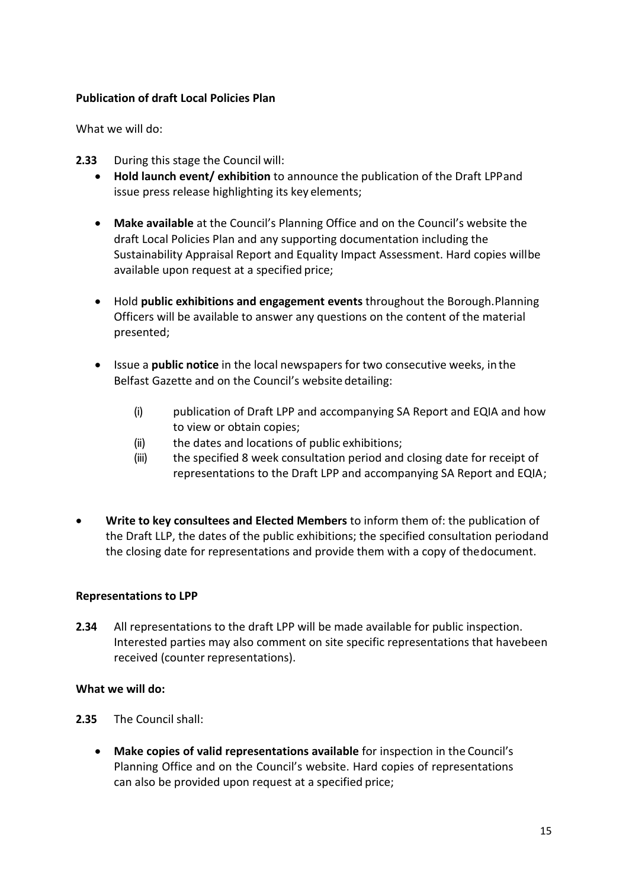**Publication of draft Local Policies Plan**

What we will do:

**2.33** During this stage the Council will:

- **Hold launch event/ exhibition** to announce the publication of the Draft LPP and issue press release highlighting its key elements;

- **Make available** at the Council's Planning Office and on the Council's website the draft Local Policies Plan and any supporting documentation including the Sustainability Appraisal Report and Equality Impact Assessment. Hard copies will be available upon request at a specified price;

- Hold **public exhibitions and engagement events** throughout the Borough. Planning Officers will be available to answer any questions on the content of the material presented;

- Issue a **public notice** in the local newspapers for two consecutive weeks, in the Belfast Gazette and on the Council's website detailing:

    (i) publication of Draft LPP and accompanying SA Report and EQIA and how to view or obtain copies;
    (ii) the dates and locations of public exhibitions;
    (iii) the specified 8 week consultation period and closing date for receipt of representations to the Draft LPP and accompanying SA Report and EQIA;

- **Write to key consultees and Elected Members** to inform them of: the publication of the Draft LLP, the dates of the public exhibitions; the specified consultation period and the closing date for representations and provide them with a copy of the document.

**Representations to LPP**

**2.34** All representations to the draft LPP will be made available for public inspection. Interested parties may also comment on site specific representations that have been received (counter representations).

**What we will do:**

**2.35** The Council shall:

- **Make copies of valid representations available** for inspection in the Council's Planning Office and on the Council's website. Hard copies of representations can also be provided upon request at a specified price;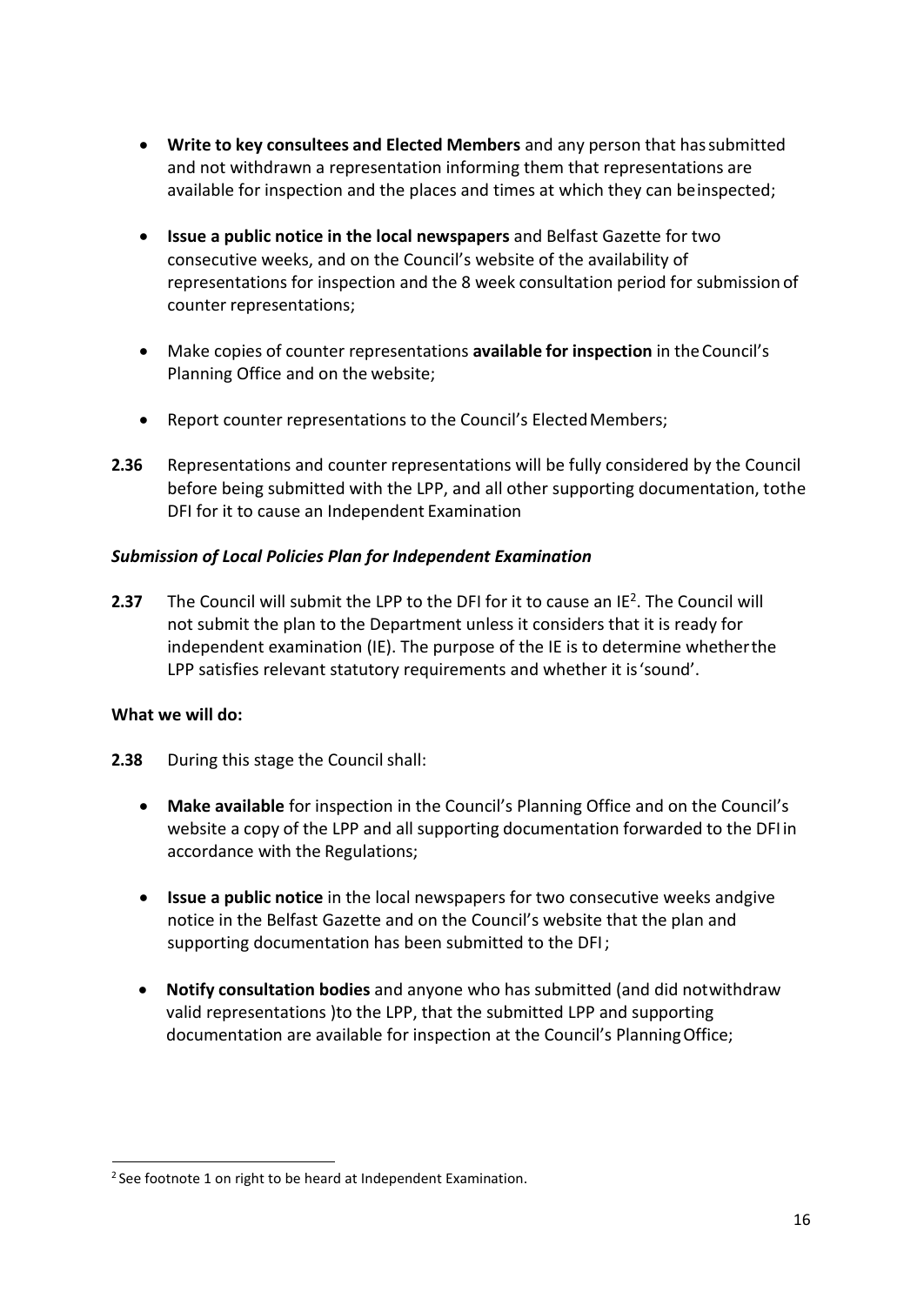- **Write to key consultees and Elected Members** and any person that has submitted and not withdrawn a representation informing them that representations are available for inspection and the places and times at which they can be inspected;

- **Issue a public notice in the local newspapers** and Belfast Gazette for two consecutive weeks, and on the Council's website of the availability of representations for inspection and the 8 week consultation period for submission of counter representations;

- Make copies of counter representations **available for inspection** in the Council's Planning Office and on the website;

- Report counter representations to the Council's Elected Members;

**2.36** Representations and counter representations will be fully considered by the Council before being submitted with the LPP, and all other supporting documentation, to the DFI for it to cause an Independent Examination

***Submission of Local Policies Plan for Independent Examination***

**2.37** The Council will submit the LPP to the DFI for it to cause an IE[2]. The Council will not submit the plan to the Department unless it considers that it is ready for independent examination (IE). The purpose of the IE is to determine whether the LPP satisfies relevant statutory requirements and whether it is 'sound'.

**What we will do:**

**2.38** During this stage the Council shall:

- **Make available** for inspection in the Council's Planning Office and on the Council's website a copy of the LPP and all supporting documentation forwarded to the DFI in accordance with the Regulations;

- **Issue a public notice** in the local newspapers for two consecutive weeks and give notice in the Belfast Gazette and on the Council's website that the plan and supporting documentation has been submitted to the DFI;

- **Notify consultation bodies** and anyone who has submitted (and did not withdraw valid representations )to the LPP, that the submitted LPP and supporting documentation are available for inspection at the Council's Planning Office;

[2] See footnote 1 on right to be heard at Independent Examination.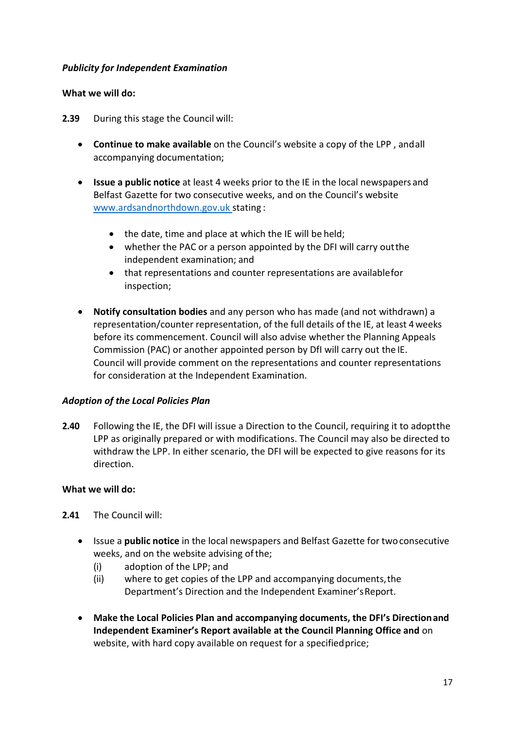***Publicity for Independent Examination***

**What we will do:**

**2.39** During this stage the Council will:

- **Continue to make available** on the Council's website a copy of the LPP , and all accompanying documentation;

- **Issue a public notice** at least 4 weeks prior to the IE in the local newspapers and Belfast Gazette for two consecutive weeks, and on the Council's website [www.ardsandnorthdown.gov.uk](http://www.ardsandnorthdown.gov.uk) stating :

  - the date, time and place at which the IE will be held;
  - whether the PAC or a person appointed by the DFI will carry out the independent examination; and
  - that representations and counter representations are available for inspection;

- **Notify consultation bodies** and any person who has made (and not withdrawn) a representation/counter representation, of the full details of the IE, at least 4 weeks before its commencement. Council will also advise whether the Planning Appeals Commission (PAC) or another appointed person by DfI will carry out the IE. Council will provide comment on the representations and counter representations for consideration at the Independent Examination.

***Adoption of the Local Policies Plan***

**2.40** Following the IE, the DFI will issue a Direction to the Council, requiring it to adopt the LPP as originally prepared or with modifications. The Council may also be directed to withdraw the LPP. In either scenario, the DFI will be expected to give reasons for its direction.

**What we will do:**

**2.41** The Council will:

- Issue a **public notice** in the local newspapers and Belfast Gazette for two consecutive weeks, and on the website advising of the;
  - (i) adoption of the LPP; and
  - (ii) where to get copies of the LPP and accompanying documents, the Department's Direction and the Independent Examiner's Report.

- **Make the Local Policies Plan and accompanying documents, the DFI's Direction and Independent Examiner's Report available at the Council Planning Office and** on website, with hard copy available on request for a specified price;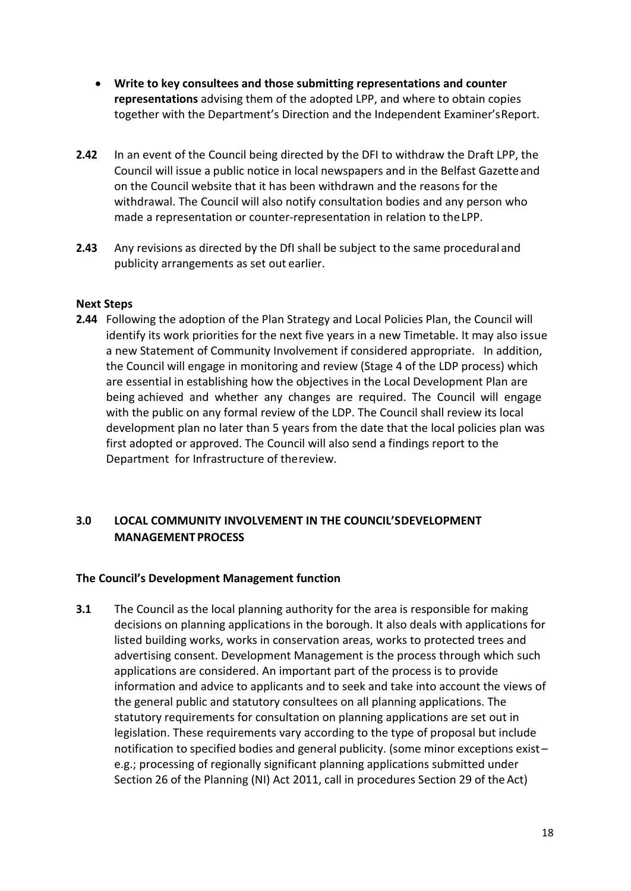- **Write to key consultees and those submitting representations and counter representations** advising them of the adopted LPP, and where to obtain copies together with the Department's Direction and the Independent Examiner's Report.

**2.42** In an event of the Council being directed by the DFI to withdraw the Draft LPP, the Council will issue a public notice in local newspapers and in the Belfast Gazette and on the Council website that it has been withdrawn and the reasons for the withdrawal. The Council will also notify consultation bodies and any person who made a representation or counter-representation in relation to the LPP.

**2.43** Any revisions as directed by the DfI shall be subject to the same procedural and publicity arrangements as set out earlier.

**Next Steps**

**2.44** Following the adoption of the Plan Strategy and Local Policies Plan, the Council will identify its work priorities for the next five years in a new Timetable. It may also issue a new Statement of Community Involvement if considered appropriate. In addition, the Council will engage in monitoring and review (Stage 4 of the LDP process) which are essential in establishing how the objectives in the Local Development Plan are being achieved and whether any changes are required. The Council will engage with the public on any formal review of the LDP. The Council shall review its local development plan no later than 5 years from the date that the local policies plan was first adopted or approved. The Council will also send a findings report to the Department for Infrastructure of the review.

## 3.0 LOCAL COMMUNITY INVOLVEMENT IN THE COUNCIL'S DEVELOPMENT MANAGEMENT PROCESS

**The Council's Development Management function**

**3.1** The Council as the local planning authority for the area is responsible for making decisions on planning applications in the borough. It also deals with applications for listed building works, works in conservation areas, works to protected trees and advertising consent. Development Management is the process through which such applications are considered. An important part of the process is to provide information and advice to applicants and to seek and take into account the views of the general public and statutory consultees on all planning applications. The statutory requirements for consultation on planning applications are set out in legislation. These requirements vary according to the type of proposal but include notification to specified bodies and general publicity. (some minor exceptions exist – e.g.; processing of regionally significant planning applications submitted under Section 26 of the Planning (NI) Act 2011, call in procedures Section 29 of the Act)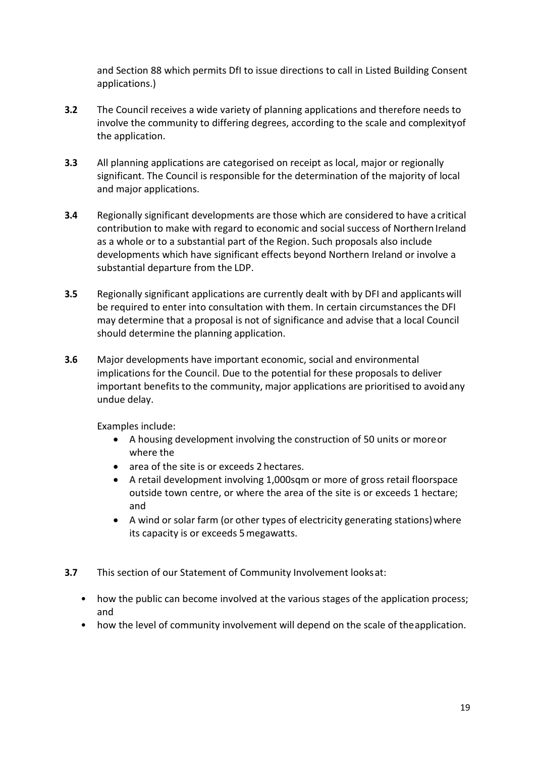and Section 88 which permits DfI to issue directions to call in Listed Building Consent applications.)

**3.2** The Council receives a wide variety of planning applications and therefore needs to involve the community to differing degrees, according to the scale and complexityof the application.

**3.3** All planning applications are categorised on receipt as local, major or regionally significant. The Council is responsible for the determination of the majority of local and major applications.

**3.4** Regionally significant developments are those which are considered to have a critical contribution to make with regard to economic and social success of Northern Ireland as a whole or to a substantial part of the Region. Such proposals also include developments which have significant effects beyond Northern Ireland or involve a substantial departure from the LDP.

**3.5** Regionally significant applications are currently dealt with by DFI and applicants will be required to enter into consultation with them. In certain circumstances the DFI may determine that a proposal is not of significance and advise that a local Council should determine the planning application.

**3.6** Major developments have important economic, social and environmental implications for the Council. Due to the potential for these proposals to deliver important benefits to the community, major applications are prioritised to avoidany undue delay.

Examples include:

- A housing development involving the construction of 50 units or moreor where the
- area of the site is or exceeds 2 hectares.
- A retail development involving 1,000sqm or more of gross retail floorspace outside town centre, or where the area of the site is or exceeds 1 hectare; and
- A wind or solar farm (or other types of electricity generating stations) where its capacity is or exceeds 5 megawatts.

**3.7** This section of our Statement of Community Involvement looksat:

- how the public can become involved at the various stages of the application process; and
- how the level of community involvement will depend on the scale of theapplication.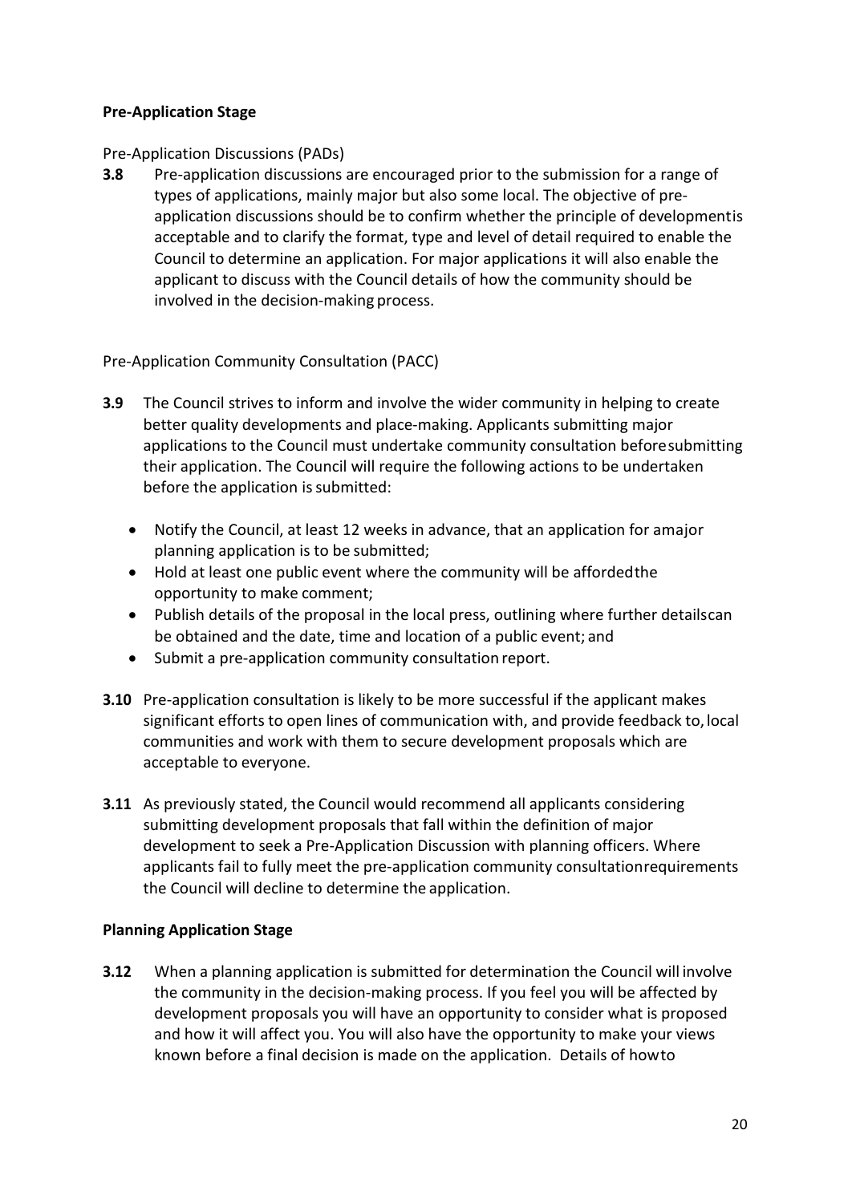**Pre-Application Stage**

Pre-Application Discussions (PADs)

**3.8** Pre-application discussions are encouraged prior to the submission for a range of types of applications, mainly major but also some local. The objective of pre-application discussions should be to confirm whether the principle of development is acceptable and to clarify the format, type and level of detail required to enable the Council to determine an application. For major applications it will also enable the applicant to discuss with the Council details of how the community should be involved in the decision-making process.

Pre-Application Community Consultation (PACC)

**3.9** The Council strives to inform and involve the wider community in helping to create better quality developments and place-making. Applicants submitting major applications to the Council must undertake community consultation before submitting their application. The Council will require the following actions to be undertaken before the application is submitted:

- Notify the Council, at least 12 weeks in advance, that an application for a major planning application is to be submitted;
- Hold at least one public event where the community will be afforded the opportunity to make comment;
- Publish details of the proposal in the local press, outlining where further details can be obtained and the date, time and location of a public event; and
- Submit a pre-application community consultation report.

**3.10** Pre-application consultation is likely to be more successful if the applicant makes significant efforts to open lines of communication with, and provide feedback to, local communities and work with them to secure development proposals which are acceptable to everyone.

**3.11** As previously stated, the Council would recommend all applicants considering submitting development proposals that fall within the definition of major development to seek a Pre-Application Discussion with planning officers. Where applicants fail to fully meet the pre-application community consultation requirements the Council will decline to determine the application.

**Planning Application Stage**

**3.12** When a planning application is submitted for determination the Council will involve the community in the decision-making process. If you feel you will be affected by development proposals you will have an opportunity to consider what is proposed and how it will affect you. You will also have the opportunity to make your views known before a final decision is made on the application. Details of how to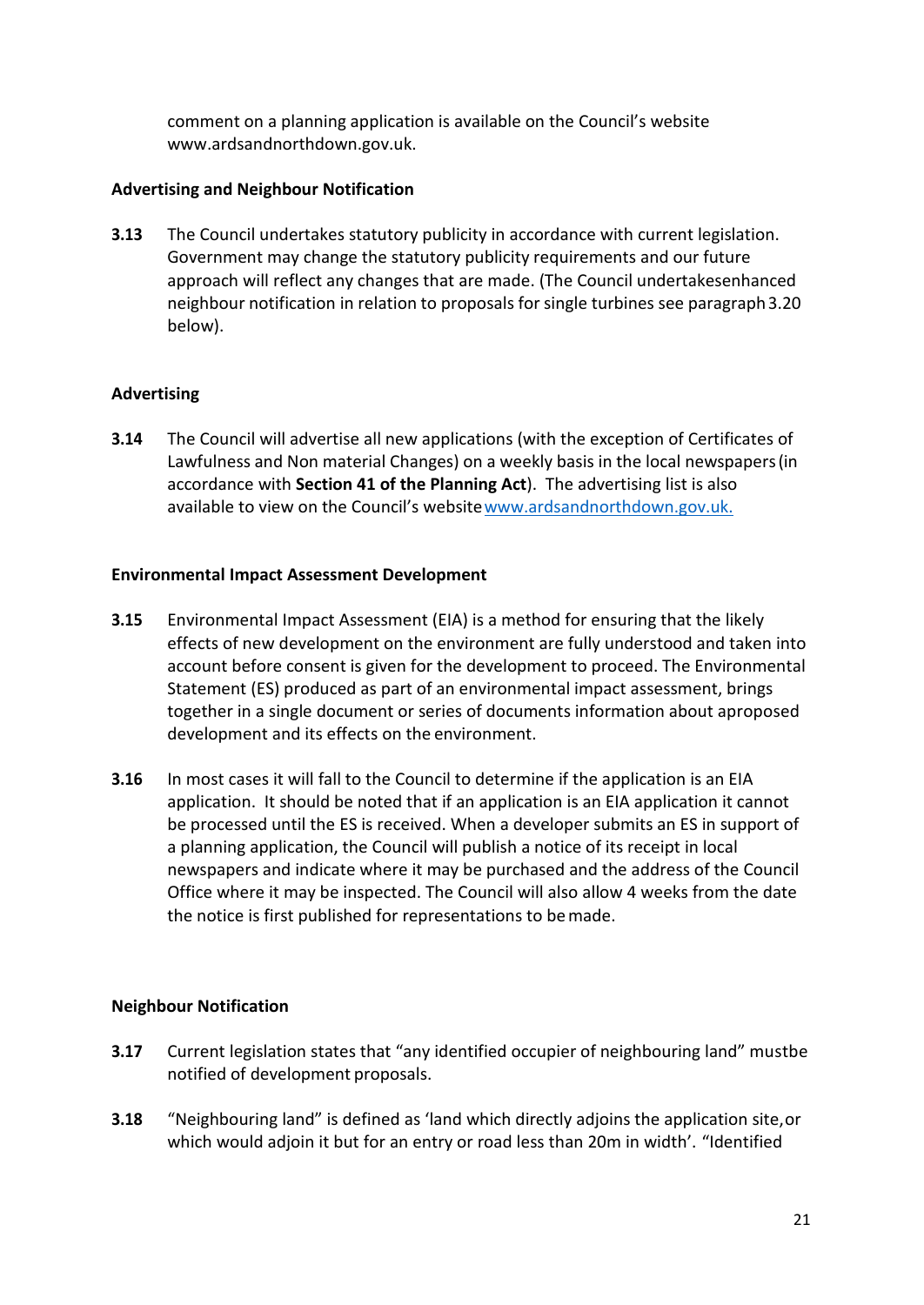comment on a planning application is available on the Council's website www.ardsandnorthdown.gov.uk.

**Advertising and Neighbour Notification**

**3.13** The Council undertakes statutory publicity in accordance with current legislation. Government may change the statutory publicity requirements and our future approach will reflect any changes that are made. (The Council undertakesenhanced neighbour notification in relation to proposals for single turbines see paragraph 3.20 below).

**Advertising**

**3.14** The Council will advertise all new applications (with the exception of Certificates of Lawfulness and Non material Changes) on a weekly basis in the local newspapers (in accordance with **Section 41 of the Planning Act**). The advertising list is also available to view on the Council's website www.ardsandnorthdown.gov.uk.

**Environmental Impact Assessment Development**

**3.15** Environmental Impact Assessment (EIA) is a method for ensuring that the likely effects of new development on the environment are fully understood and taken into account before consent is given for the development to proceed. The Environmental Statement (ES) produced as part of an environmental impact assessment, brings together in a single document or series of documents information about aproposed development and its effects on the environment.

**3.16** In most cases it will fall to the Council to determine if the application is an EIA application. It should be noted that if an application is an EIA application it cannot be processed until the ES is received. When a developer submits an ES in support of a planning application, the Council will publish a notice of its receipt in local newspapers and indicate where it may be purchased and the address of the Council Office where it may be inspected. The Council will also allow 4 weeks from the date the notice is first published for representations to be made.

**Neighbour Notification**

**3.17** Current legislation states that "any identified occupier of neighbouring land" mustbe notified of development proposals.

**3.18** "Neighbouring land" is defined as 'land which directly adjoins the application site, or which would adjoin it but for an entry or road less than 20m in width'. "Identified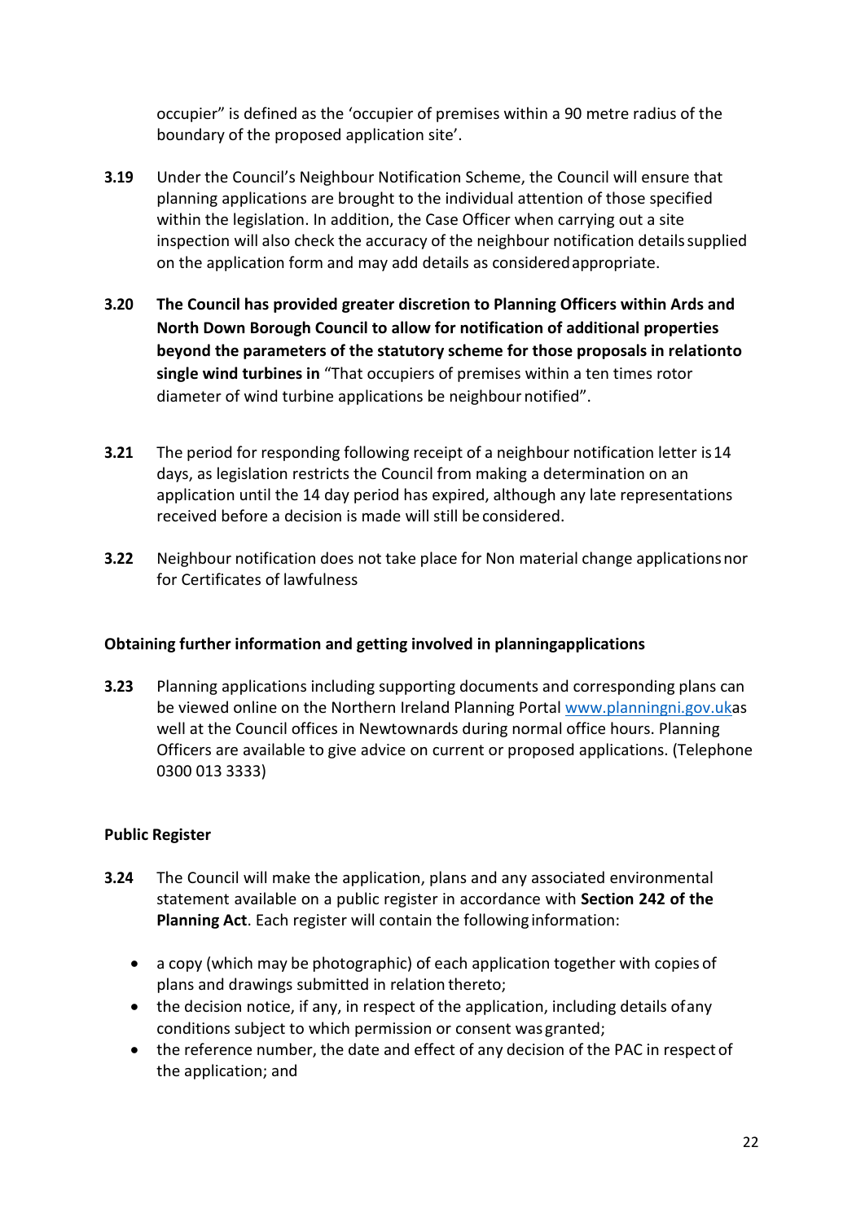occupier" is defined as the 'occupier of premises within a 90 metre radius of the boundary of the proposed application site'.

**3.19** Under the Council's Neighbour Notification Scheme, the Council will ensure that planning applications are brought to the individual attention of those specified within the legislation. In addition, the Case Officer when carrying out a site inspection will also check the accuracy of the neighbour notification details supplied on the application form and may add details as considered appropriate.

**3.20** **The Council has provided greater discretion to Planning Officers within Ards and North Down Borough Council to allow for notification of additional properties beyond the parameters of the statutory scheme for those proposals in relation to single wind turbines in** "That occupiers of premises within a ten times rotor diameter of wind turbine applications be neighbour notified".

**3.21** The period for responding following receipt of a neighbour notification letter is 14 days, as legislation restricts the Council from making a determination on an application until the 14 day period has expired, although any late representations received before a decision is made will still be considered.

**3.22** Neighbour notification does not take place for Non material change applications nor for Certificates of lawfulness

**Obtaining further information and getting involved in planning applications**

**3.23** Planning applications including supporting documents and corresponding plans can be viewed online on the Northern Ireland Planning Portal www.planningni.gov.uk as well at the Council offices in Newtownards during normal office hours. Planning Officers are available to give advice on current or proposed applications. (Telephone 0300 013 3333)

**Public Register**

**3.24** The Council will make the application, plans and any associated environmental statement available on a public register in accordance with **Section 242 of the Planning Act**. Each register will contain the following information:

- a copy (which may be photographic) of each application together with copies of plans and drawings submitted in relation thereto;
- the decision notice, if any, in respect of the application, including details of any conditions subject to which permission or consent was granted;
- the reference number, the date and effect of any decision of the PAC in respect of the application; and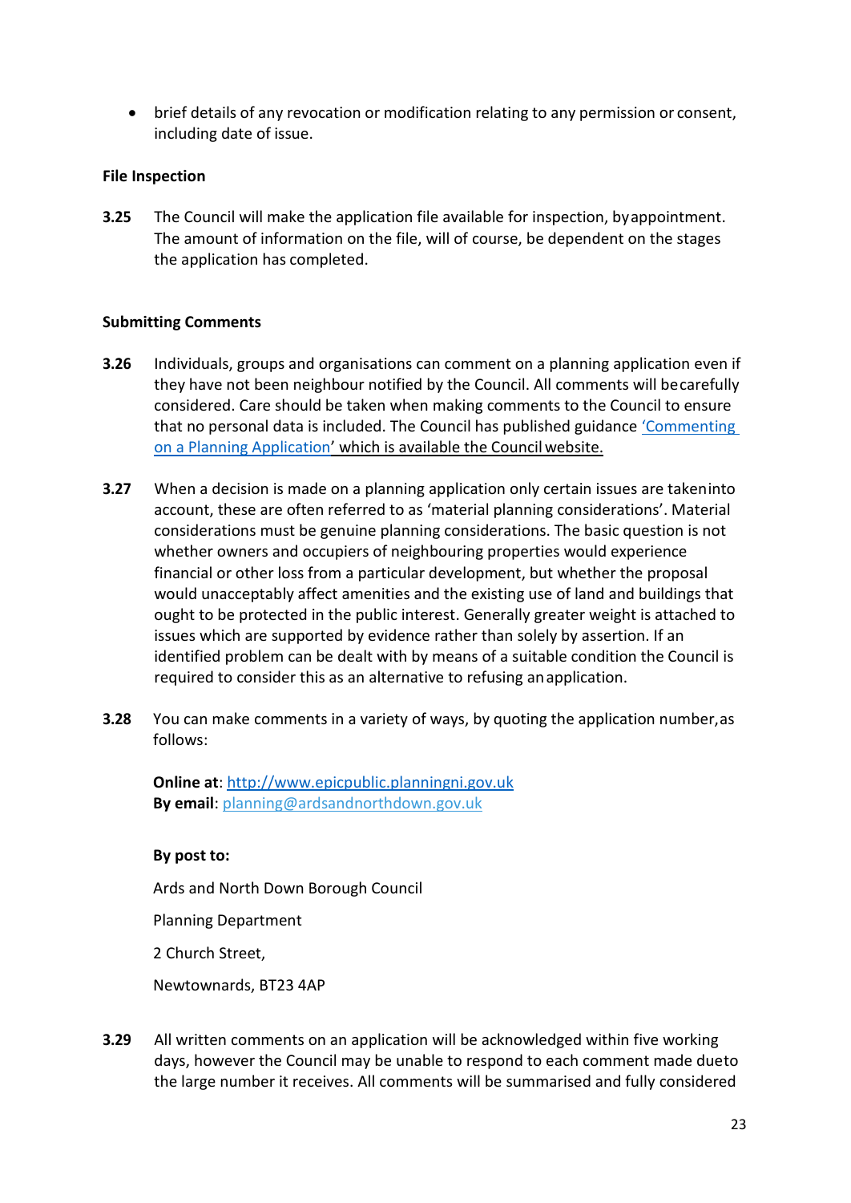- brief details of any revocation or modification relating to any permission or consent, including date of issue.

**File Inspection**

**3.25** The Council will make the application file available for inspection, by appointment. The amount of information on the file, will of course, be dependent on the stages the application has completed.

**Submitting Comments**

**3.26** Individuals, groups and organisations can comment on a planning application even if they have not been neighbour notified by the Council. All comments will be carefully considered. Care should be taken when making comments to the Council to ensure that no personal data is included. The Council has published guidance 'Commenting on a Planning Application' which is available the Council website.

**3.27** When a decision is made on a planning application only certain issues are taken into account, these are often referred to as 'material planning considerations'. Material considerations must be genuine planning considerations. The basic question is not whether owners and occupiers of neighbouring properties would experience financial or other loss from a particular development, but whether the proposal would unacceptably affect amenities and the existing use of land and buildings that ought to be protected in the public interest. Generally greater weight is attached to issues which are supported by evidence rather than solely by assertion. If an identified problem can be dealt with by means of a suitable condition the Council is required to consider this as an alternative to refusing an application.

**3.28** You can make comments in a variety of ways, by quoting the application number, as follows:

**Online at**: http://www.epicpublic.planningni.gov.uk
**By email**: planning@ardsandnorthdown.gov.uk

**By post to:**

Ards and North Down Borough Council

Planning Department

2 Church Street,

Newtownards, BT23 4AP

**3.29** All written comments on an application will be acknowledged within five working days, however the Council may be unable to respond to each comment made due to the large number it receives. All comments will be summarised and fully considered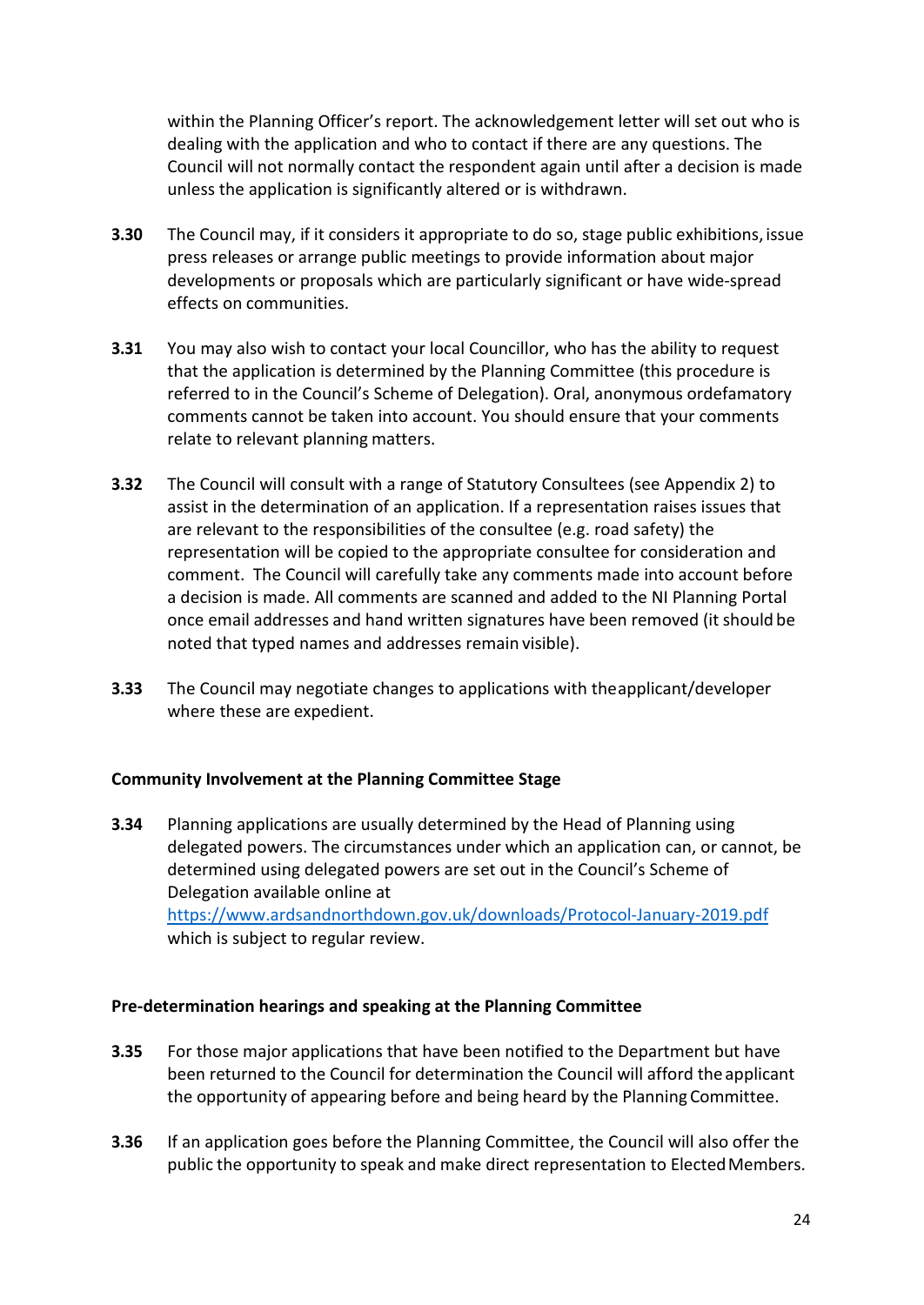within the Planning Officer's report. The acknowledgement letter will set out who is dealing with the application and who to contact if there are any questions. The Council will not normally contact the respondent again until after a decision is made unless the application is significantly altered or is withdrawn.

**3.30** The Council may, if it considers it appropriate to do so, stage public exhibitions, issue press releases or arrange public meetings to provide information about major developments or proposals which are particularly significant or have wide-spread effects on communities.

**3.31** You may also wish to contact your local Councillor, who has the ability to request that the application is determined by the Planning Committee (this procedure is referred to in the Council's Scheme of Delegation). Oral, anonymous ordefamatory comments cannot be taken into account. You should ensure that your comments relate to relevant planning matters.

**3.32** The Council will consult with a range of Statutory Consultees (see Appendix 2) to assist in the determination of an application. If a representation raises issues that are relevant to the responsibilities of the consultee (e.g. road safety) the representation will be copied to the appropriate consultee for consideration and comment. The Council will carefully take any comments made into account before a decision is made. All comments are scanned and added to the NI Planning Portal once email addresses and hand written signatures have been removed (it should be noted that typed names and addresses remain visible).

**3.33** The Council may negotiate changes to applications with theapplicant/developer where these are expedient.

**Community Involvement at the Planning Committee Stage**

**3.34** Planning applications are usually determined by the Head of Planning using delegated powers. The circumstances under which an application can, or cannot, be determined using delegated powers are set out in the Council's Scheme of Delegation available online at https://www.ardsandnorthdown.gov.uk/downloads/Protocol-January-2019.pdf which is subject to regular review.

**Pre-determination hearings and speaking at the Planning Committee**

**3.35** For those major applications that have been notified to the Department but have been returned to the Council for determination the Council will afford the applicant the opportunity of appearing before and being heard by the Planning Committee.

**3.36** If an application goes before the Planning Committee, the Council will also offer the public the opportunity to speak and make direct representation to Elected Members.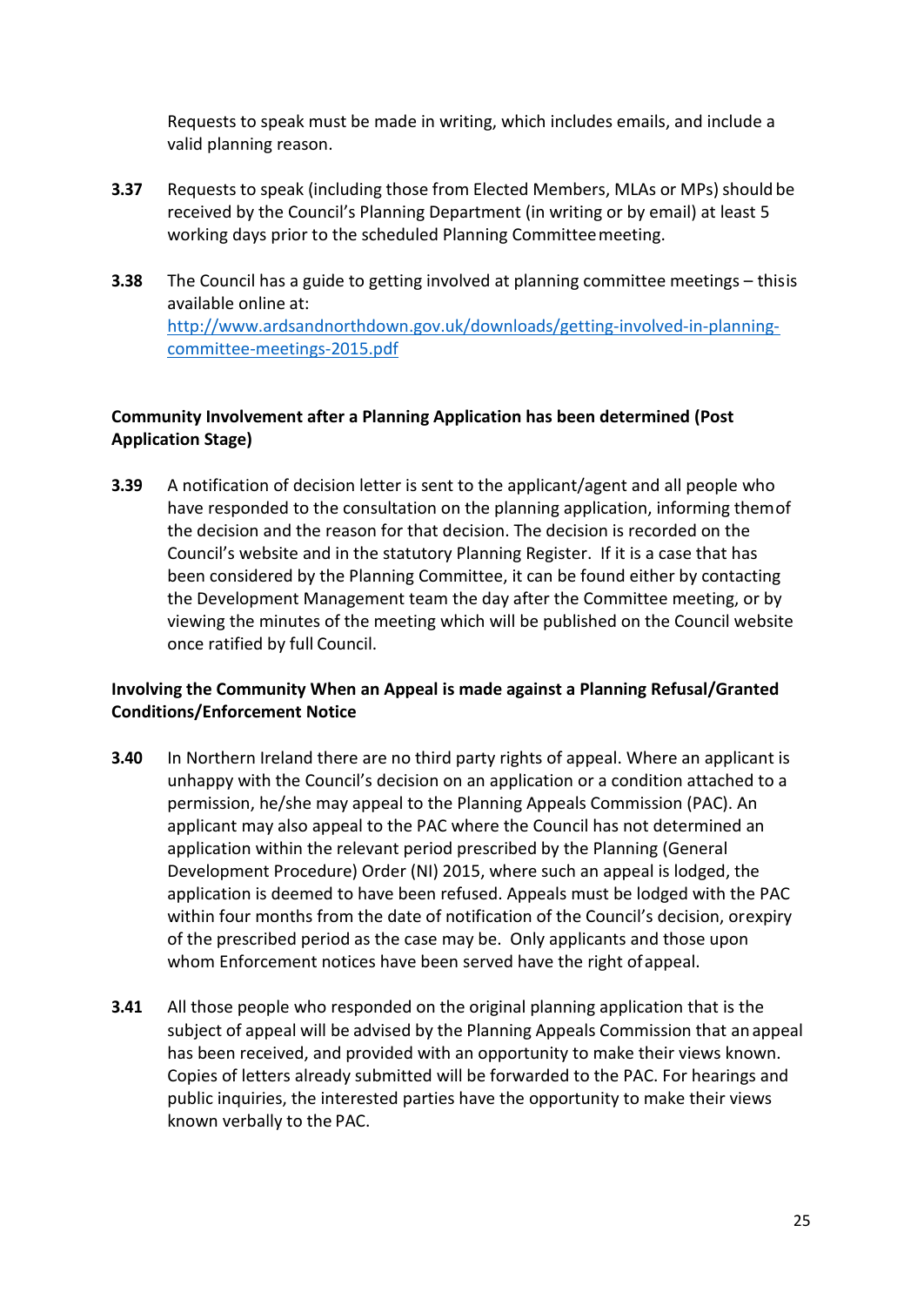Requests to speak must be made in writing, which includes emails, and include a valid planning reason.

**3.37** Requests to speak (including those from Elected Members, MLAs or MPs) should be received by the Council's Planning Department (in writing or by email) at least 5 working days prior to the scheduled Planning Committee meeting.

**3.38** The Council has a guide to getting involved at planning committee meetings – this is available online at: [http://www.ardsandnorthdown.gov.uk/downloads/getting-involved-in-planning-committee-meetings-2015.pdf](http://www.ardsandnorthdown.gov.uk/downloads/getting-involved-in-planning-committee-meetings-2015.pdf)

**Community Involvement after a Planning Application has been determined (Post Application Stage)**

**3.39** A notification of decision letter is sent to the applicant/agent and all people who have responded to the consultation on the planning application, informing them of the decision and the reason for that decision. The decision is recorded on the Council's website and in the statutory Planning Register. If it is a case that has been considered by the Planning Committee, it can be found either by contacting the Development Management team the day after the Committee meeting, or by viewing the minutes of the meeting which will be published on the Council website once ratified by full Council.

**Involving the Community When an Appeal is made against a Planning Refusal/Granted Conditions/Enforcement Notice**

**3.40** In Northern Ireland there are no third party rights of appeal. Where an applicant is unhappy with the Council's decision on an application or a condition attached to a permission, he/she may appeal to the Planning Appeals Commission (PAC). An applicant may also appeal to the PAC where the Council has not determined an application within the relevant period prescribed by the Planning (General Development Procedure) Order (NI) 2015, where such an appeal is lodged, the application is deemed to have been refused. Appeals must be lodged with the PAC within four months from the date of notification of the Council's decision, or expiry of the prescribed period as the case may be. Only applicants and those upon whom Enforcement notices have been served have the right of appeal.

**3.41** All those people who responded on the original planning application that is the subject of appeal will be advised by the Planning Appeals Commission that an appeal has been received, and provided with an opportunity to make their views known. Copies of letters already submitted will be forwarded to the PAC. For hearings and public inquiries, the interested parties have the opportunity to make their views known verbally to the PAC.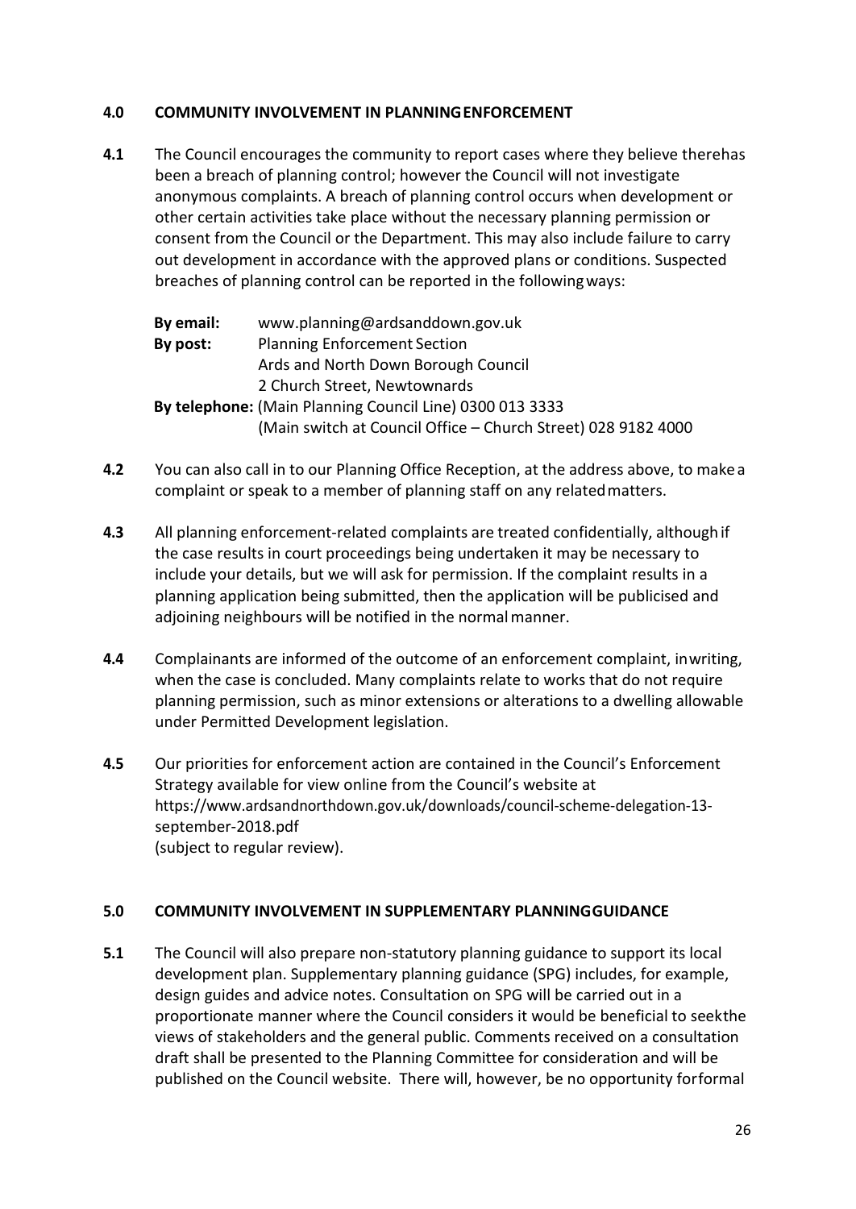## 4.0 COMMUNITY INVOLVEMENT IN PLANNING ENFORCEMENT

**4.1** The Council encourages the community to report cases where they believe there has been a breach of planning control; however the Council will not investigate anonymous complaints. A breach of planning control occurs when development or other certain activities take place without the necessary planning permission or consent from the Council or the Department. This may also include failure to carry out development in accordance with the approved plans or conditions. Suspected breaches of planning control can be reported in the following ways:

**By email:** www.planning@ardsanddown.gov.uk
**By post:** Planning Enforcement Section
Ards and North Down Borough Council
2 Church Street, Newtownards
**By telephone:** (Main Planning Council Line) 0300 013 3333
(Main switch at Council Office – Church Street) 028 9182 4000

**4.2** You can also call in to our Planning Office Reception, at the address above, to make a complaint or speak to a member of planning staff on any related matters.

**4.3** All planning enforcement-related complaints are treated confidentially, although if the case results in court proceedings being undertaken it may be necessary to include your details, but we will ask for permission. If the complaint results in a planning application being submitted, then the application will be publicised and adjoining neighbours will be notified in the normal manner.

**4.4** Complainants are informed of the outcome of an enforcement complaint, in writing, when the case is concluded. Many complaints relate to works that do not require planning permission, such as minor extensions or alterations to a dwelling allowable under Permitted Development legislation.

**4.5** Our priorities for enforcement action are contained in the Council's Enforcement Strategy available for view online from the Council's website at https://www.ardsandnorthdown.gov.uk/downloads/council-scheme-delegation-13-september-2018.pdf
(subject to regular review).

## 5.0 COMMUNITY INVOLVEMENT IN SUPPLEMENTARY PLANNING GUIDANCE

**5.1** The Council will also prepare non-statutory planning guidance to support its local development plan. Supplementary planning guidance (SPG) includes, for example, design guides and advice notes. Consultation on SPG will be carried out in a proportionate manner where the Council considers it would be beneficial to seek the views of stakeholders and the general public. Comments received on a consultation draft shall be presented to the Planning Committee for consideration and will be published on the Council website. There will, however, be no opportunity for formal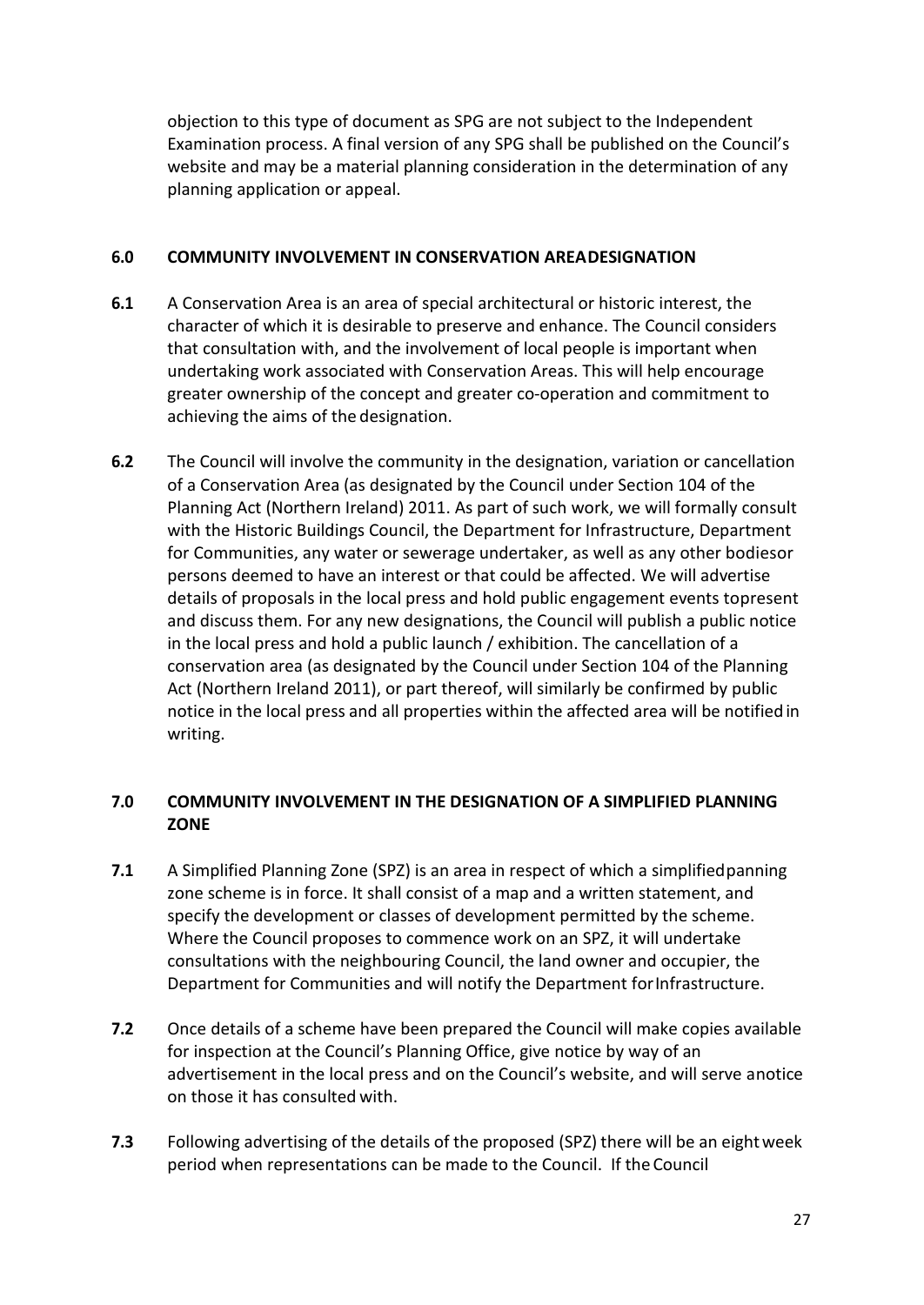objection to this type of document as SPG are not subject to the Independent Examination process. A final version of any SPG shall be published on the Council's website and may be a material planning consideration in the determination of any planning application or appeal.

## 6.0 COMMUNITY INVOLVEMENT IN CONSERVATION AREADESIGNATION

**6.1** A Conservation Area is an area of special architectural or historic interest, the character of which it is desirable to preserve and enhance. The Council considers that consultation with, and the involvement of local people is important when undertaking work associated with Conservation Areas. This will help encourage greater ownership of the concept and greater co-operation and commitment to achieving the aims of the designation.

**6.2** The Council will involve the community in the designation, variation or cancellation of a Conservation Area (as designated by the Council under Section 104 of the Planning Act (Northern Ireland) 2011. As part of such work, we will formally consult with the Historic Buildings Council, the Department for Infrastructure, Department for Communities, any water or sewerage undertaker, as well as any other bodiesor persons deemed to have an interest or that could be affected. We will advertise details of proposals in the local press and hold public engagement events topresent and discuss them. For any new designations, the Council will publish a public notice in the local press and hold a public launch / exhibition. The cancellation of a conservation area (as designated by the Council under Section 104 of the Planning Act (Northern Ireland 2011), or part thereof, will similarly be confirmed by public notice in the local press and all properties within the affected area will be notified in writing.

## 7.0 COMMUNITY INVOLVEMENT IN THE DESIGNATION OF A SIMPLIFIED PLANNING ZONE

**7.1** A Simplified Planning Zone (SPZ) is an area in respect of which a simplifiedpanning zone scheme is in force. It shall consist of a map and a written statement, and specify the development or classes of development permitted by the scheme. Where the Council proposes to commence work on an SPZ, it will undertake consultations with the neighbouring Council, the land owner and occupier, the Department for Communities and will notify the Department forInfrastructure.

**7.2** Once details of a scheme have been prepared the Council will make copies available for inspection at the Council's Planning Office, give notice by way of an advertisement in the local press and on the Council's website, and will serve anotice on those it has consulted with.

**7.3** Following advertising of the details of the proposed (SPZ) there will be an eightweek period when representations can be made to the Council. If the Council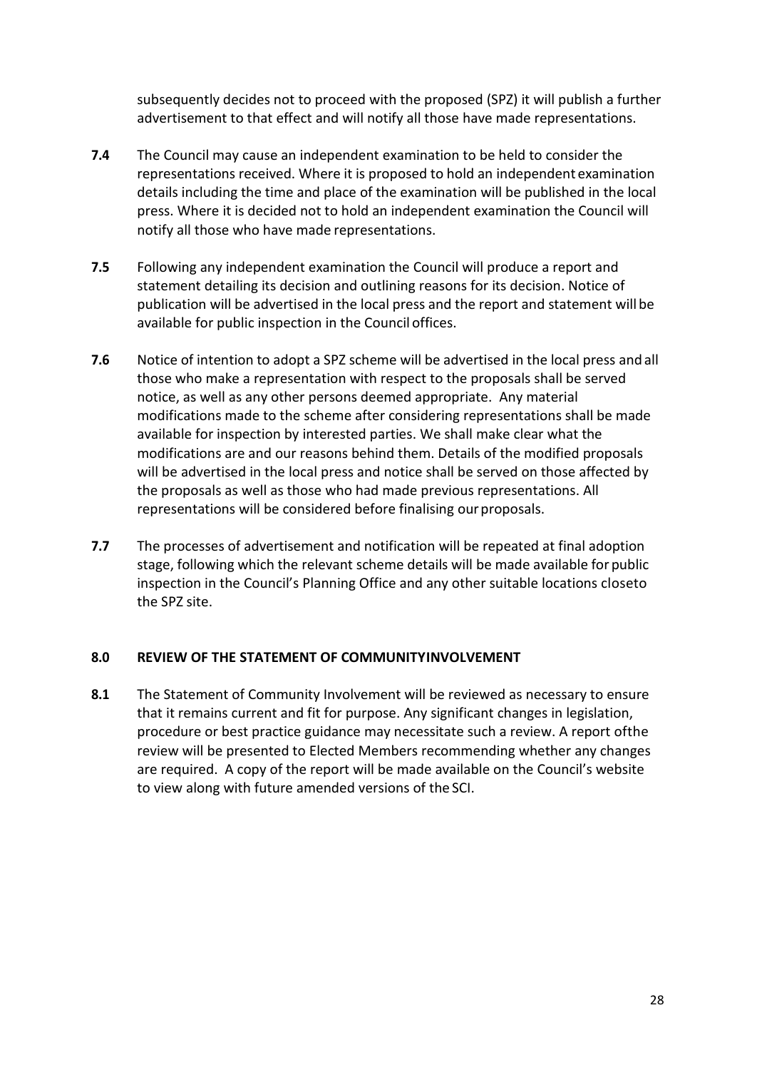subsequently decides not to proceed with the proposed (SPZ) it will publish a further advertisement to that effect and will notify all those have made representations.

**7.4** The Council may cause an independent examination to be held to consider the representations received. Where it is proposed to hold an independent examination details including the time and place of the examination will be published in the local press. Where it is decided not to hold an independent examination the Council will notify all those who have made representations.

**7.5** Following any independent examination the Council will produce a report and statement detailing its decision and outlining reasons for its decision. Notice of publication will be advertised in the local press and the report and statement will be available for public inspection in the Council offices.

**7.6** Notice of intention to adopt a SPZ scheme will be advertised in the local press and all those who make a representation with respect to the proposals shall be served notice, as well as any other persons deemed appropriate. Any material modifications made to the scheme after considering representations shall be made available for inspection by interested parties. We shall make clear what the modifications are and our reasons behind them. Details of the modified proposals will be advertised in the local press and notice shall be served on those affected by the proposals as well as those who had made previous representations. All representations will be considered before finalising our proposals.

**7.7** The processes of advertisement and notification will be repeated at final adoption stage, following which the relevant scheme details will be made available for public inspection in the Council's Planning Office and any other suitable locations closeto the SPZ site.

## 8.0 REVIEW OF THE STATEMENT OF COMMUNITYINVOLVEMENT

**8.1** The Statement of Community Involvement will be reviewed as necessary to ensure that it remains current and fit for purpose. Any significant changes in legislation, procedure or best practice guidance may necessitate such a review. A report ofthe review will be presented to Elected Members recommending whether any changes are required. A copy of the report will be made available on the Council's website to view along with future amended versions of the SCI.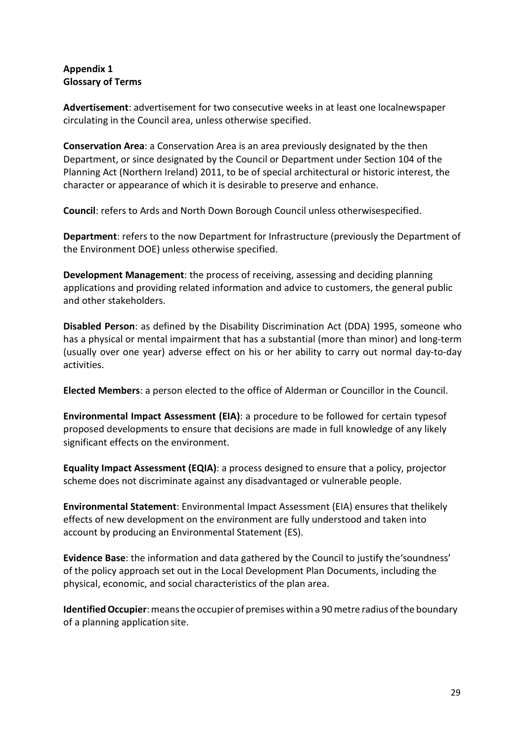**Appendix 1**
**Glossary of Terms**

**Advertisement**: advertisement for two consecutive weeks in at least one localnewspaper circulating in the Council area, unless otherwise specified.

**Conservation Area**: a Conservation Area is an area previously designated by the then Department, or since designated by the Council or Department under Section 104 of the Planning Act (Northern Ireland) 2011, to be of special architectural or historic interest, the character or appearance of which it is desirable to preserve and enhance.

**Council**: refers to Ards and North Down Borough Council unless otherwisespecified.

**Department**: refers to the now Department for Infrastructure (previously the Department of the Environment DOE) unless otherwise specified.

**Development Management**: the process of receiving, assessing and deciding planning applications and providing related information and advice to customers, the general public and other stakeholders.

**Disabled Person**: as defined by the Disability Discrimination Act (DDA) 1995, someone who has a physical or mental impairment that has a substantial (more than minor) and long-term (usually over one year) adverse effect on his or her ability to carry out normal day-to-day activities.

**Elected Members**: a person elected to the office of Alderman or Councillor in the Council.

**Environmental Impact Assessment (EIA)**: a procedure to be followed for certain typesof proposed developments to ensure that decisions are made in full knowledge of any likely significant effects on the environment.

**Equality Impact Assessment (EQIA)**: a process designed to ensure that a policy, projector scheme does not discriminate against any disadvantaged or vulnerable people.

**Environmental Statement**: Environmental Impact Assessment (EIA) ensures that thelikely effects of new development on the environment are fully understood and taken into account by producing an Environmental Statement (ES).

**Evidence Base**: the information and data gathered by the Council to justify the'soundness' of the policy approach set out in the Local Development Plan Documents, including the physical, economic, and social characteristics of the plan area.

**Identified Occupier**: means the occupier of premises within a 90 metre radius of the boundary of a planning application site.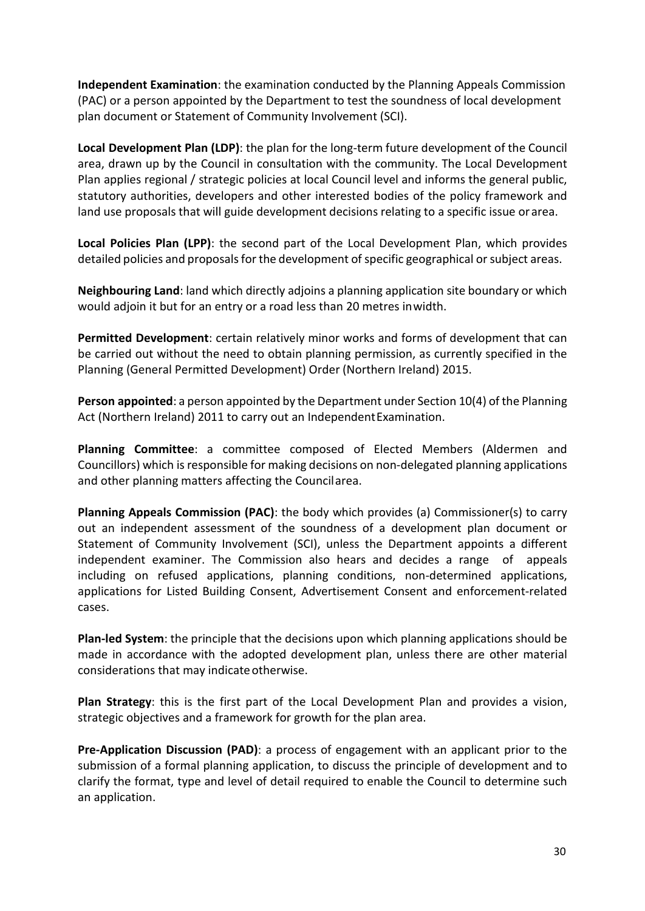**Independent Examination**: the examination conducted by the Planning Appeals Commission (PAC) or a person appointed by the Department to test the soundness of local development plan document or Statement of Community Involvement (SCI).

**Local Development Plan (LDP)**: the plan for the long-term future development of the Council area, drawn up by the Council in consultation with the community. The Local Development Plan applies regional / strategic policies at local Council level and informs the general public, statutory authorities, developers and other interested bodies of the policy framework and land use proposals that will guide development decisions relating to a specific issue or area.

**Local Policies Plan (LPP)**: the second part of the Local Development Plan, which provides detailed policies and proposals for the development of specific geographical or subject areas.

**Neighbouring Land**: land which directly adjoins a planning application site boundary or which would adjoin it but for an entry or a road less than 20 metres in width.

**Permitted Development**: certain relatively minor works and forms of development that can be carried out without the need to obtain planning permission, as currently specified in the Planning (General Permitted Development) Order (Northern Ireland) 2015.

**Person appointed**: a person appointed by the Department under Section 10(4) of the Planning Act (Northern Ireland) 2011 to carry out an Independent Examination.

**Planning Committee**: a committee composed of Elected Members (Aldermen and Councillors) which is responsible for making decisions on non-delegated planning applications and other planning matters affecting the Council area.

**Planning Appeals Commission (PAC)**: the body which provides (a) Commissioner(s) to carry out an independent assessment of the soundness of a development plan document or Statement of Community Involvement (SCI), unless the Department appoints a different independent examiner. The Commission also hears and decides a range of appeals including on refused applications, planning conditions, non-determined applications, applications for Listed Building Consent, Advertisement Consent and enforcement-related cases.

**Plan-led System**: the principle that the decisions upon which planning applications should be made in accordance with the adopted development plan, unless there are other material considerations that may indicate otherwise.

**Plan Strategy**: this is the first part of the Local Development Plan and provides a vision, strategic objectives and a framework for growth for the plan area.

**Pre-Application Discussion (PAD)**: a process of engagement with an applicant prior to the submission of a formal planning application, to discuss the principle of development and to clarify the format, type and level of detail required to enable the Council to determine such an application.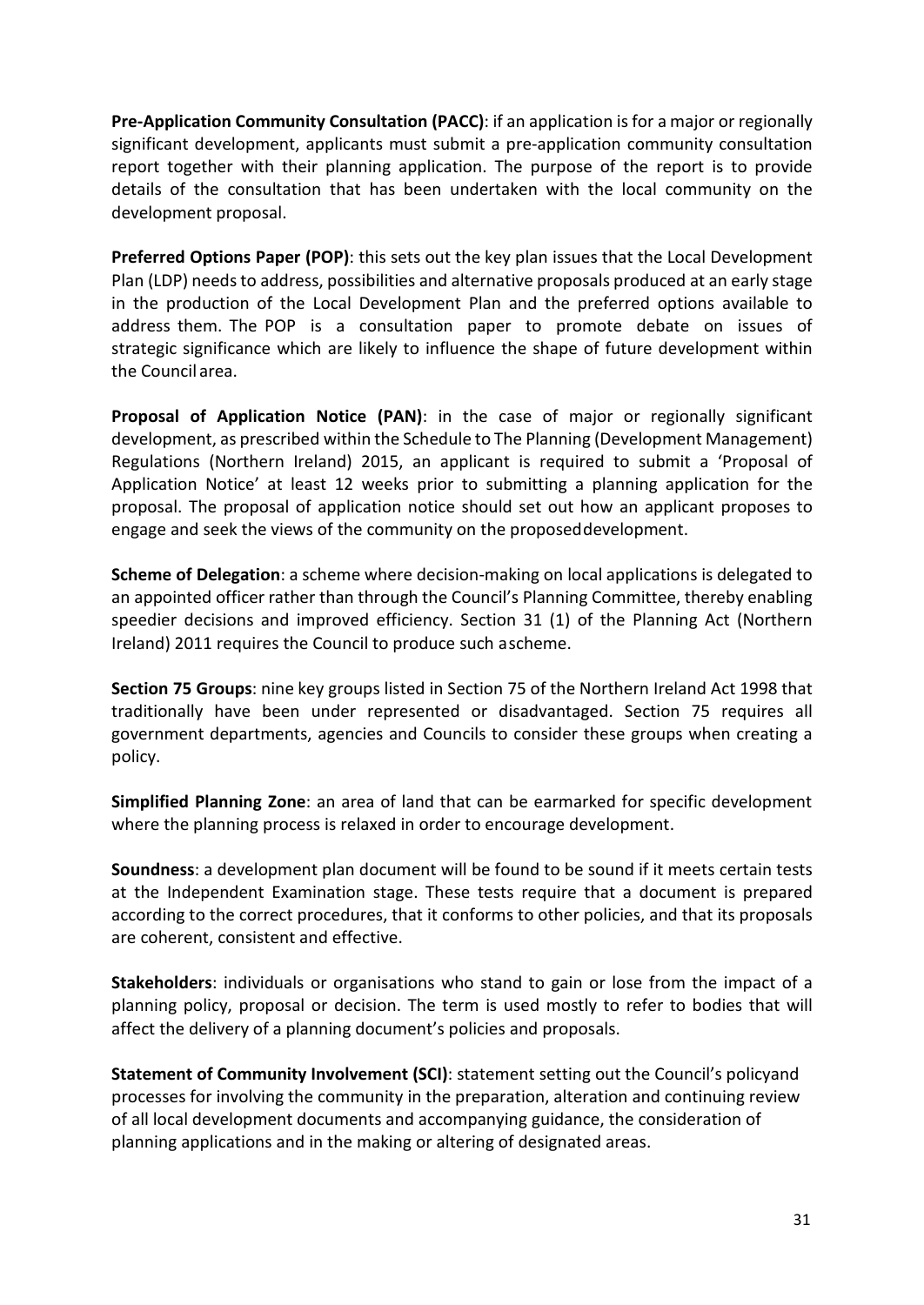**Pre-Application Community Consultation (PACC)**: if an application is for a major or regionally significant development, applicants must submit a pre-application community consultation report together with their planning application. The purpose of the report is to provide details of the consultation that has been undertaken with the local community on the development proposal.

**Preferred Options Paper (POP)**: this sets out the key plan issues that the Local Development Plan (LDP) needs to address, possibilities and alternative proposals produced at an early stage in the production of the Local Development Plan and the preferred options available to address them. The POP is a consultation paper to promote debate on issues of strategic significance which are likely to influence the shape of future development within the Council area.

**Proposal of Application Notice (PAN)**: in the case of major or regionally significant development, as prescribed within the Schedule to The Planning (Development Management) Regulations (Northern Ireland) 2015, an applicant is required to submit a 'Proposal of Application Notice' at least 12 weeks prior to submitting a planning application for the proposal. The proposal of application notice should set out how an applicant proposes to engage and seek the views of the community on the proposed development.

**Scheme of Delegation**: a scheme where decision-making on local applications is delegated to an appointed officer rather than through the Council's Planning Committee, thereby enabling speedier decisions and improved efficiency. Section 31 (1) of the Planning Act (Northern Ireland) 2011 requires the Council to produce such a scheme.

**Section 75 Groups**: nine key groups listed in Section 75 of the Northern Ireland Act 1998 that traditionally have been under represented or disadvantaged. Section 75 requires all government departments, agencies and Councils to consider these groups when creating a policy.

**Simplified Planning Zone**: an area of land that can be earmarked for specific development where the planning process is relaxed in order to encourage development.

**Soundness**: a development plan document will be found to be sound if it meets certain tests at the Independent Examination stage. These tests require that a document is prepared according to the correct procedures, that it conforms to other policies, and that its proposals are coherent, consistent and effective.

**Stakeholders**: individuals or organisations who stand to gain or lose from the impact of a planning policy, proposal or decision. The term is used mostly to refer to bodies that will affect the delivery of a planning document's policies and proposals.

**Statement of Community Involvement (SCI)**: statement setting out the Council's policy and processes for involving the community in the preparation, alteration and continuing review of all local development documents and accompanying guidance, the consideration of planning applications and in the making or altering of designated areas.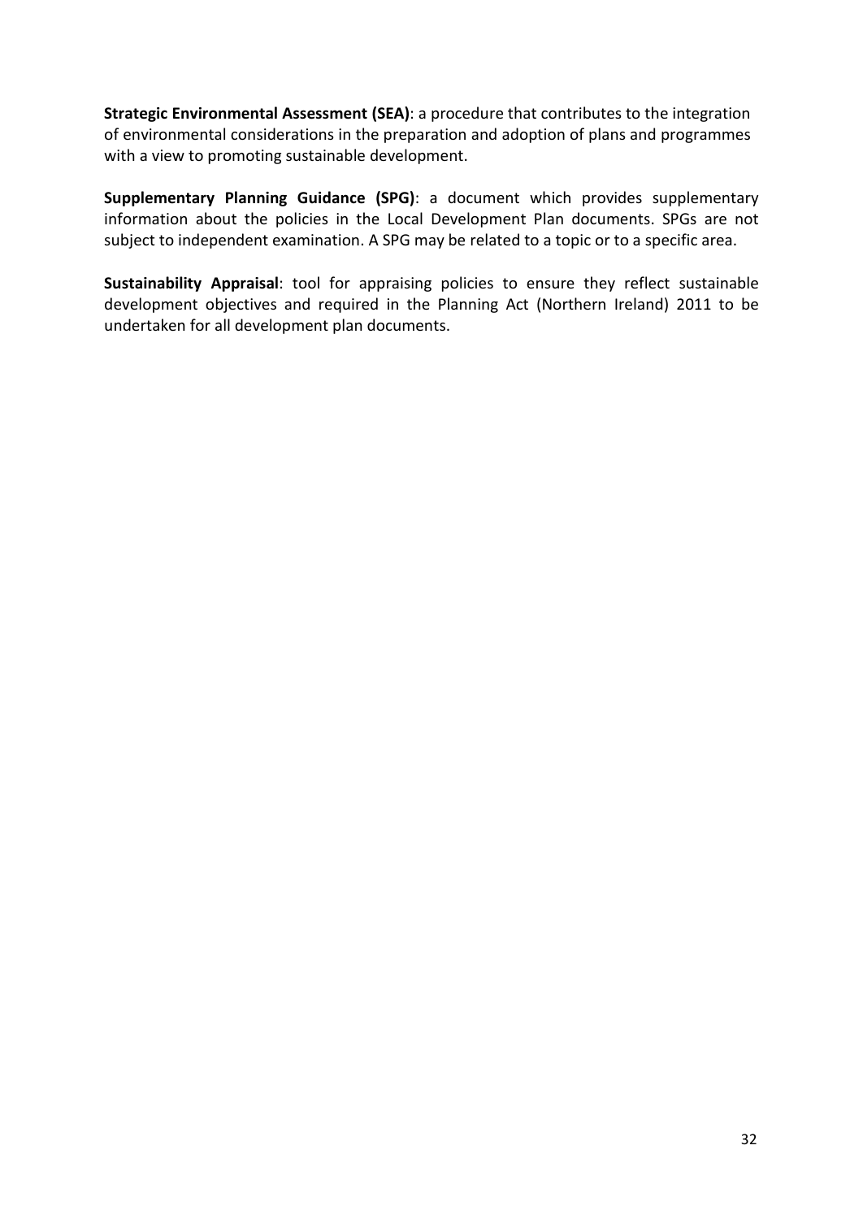**Strategic Environmental Assessment (SEA)**: a procedure that contributes to the integration of environmental considerations in the preparation and adoption of plans and programmes with a view to promoting sustainable development.

**Supplementary Planning Guidance (SPG)**: a document which provides supplementary information about the policies in the Local Development Plan documents. SPGs are not subject to independent examination. A SPG may be related to a topic or to a specific area.

**Sustainability Appraisal**: tool for appraising policies to ensure they reflect sustainable development objectives and required in the Planning Act (Northern Ireland) 2011 to be undertaken for all development plan documents.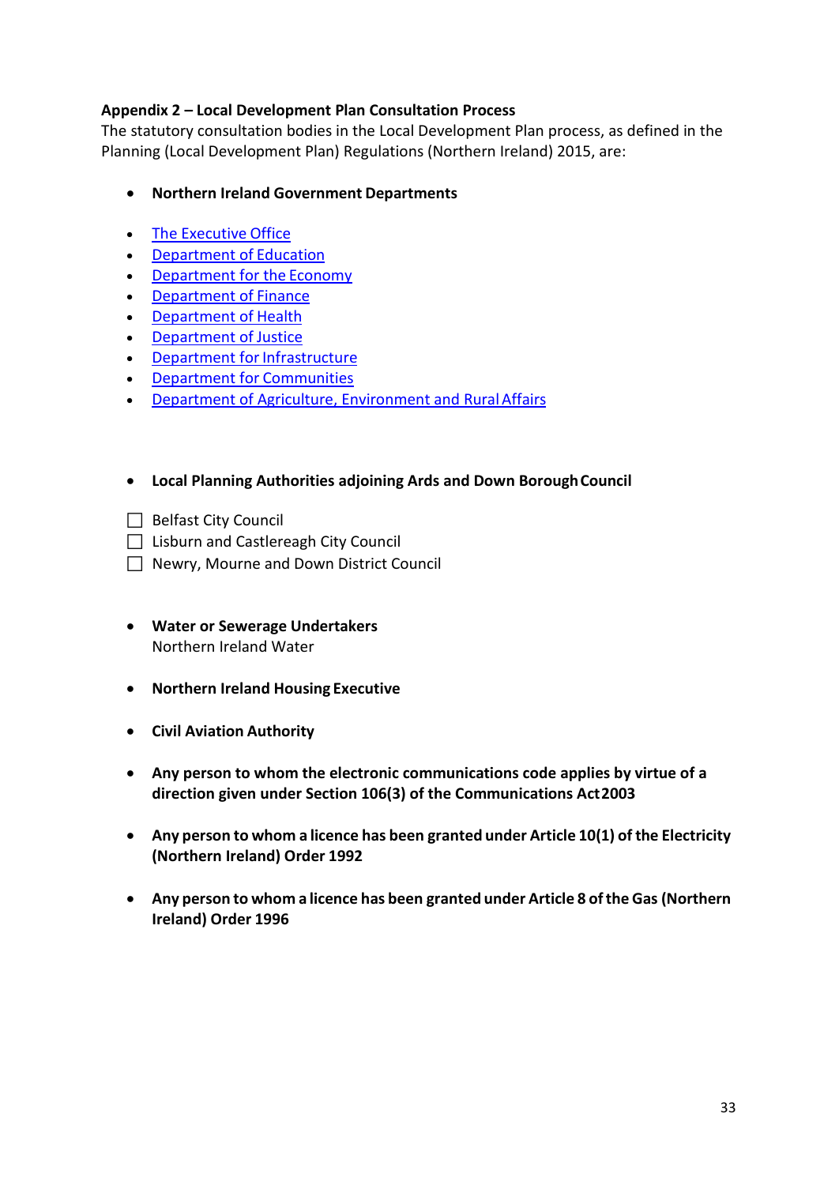**Appendix 2 – Local Development Plan Consultation Process**

The statutory consultation bodies in the Local Development Plan process, as defined in the Planning (Local Development Plan) Regulations (Northern Ireland) 2015, are:

- **Northern Ireland Government Departments**

- The Executive Office
- Department of Education
- Department for the Economy
- Department of Finance
- Department of Health
- Department of Justice
- Department for Infrastructure
- Department for Communities
- Department of Agriculture, Environment and Rural Affairs

- **Local Planning Authorities adjoining Ards and Down Borough Council**

- [ ] Belfast City Council
- [ ] Lisburn and Castlereagh City Council
- [ ] Newry, Mourne and Down District Council

- **Water or Sewerage Undertakers**
  Northern Ireland Water

- **Northern Ireland Housing Executive**

- **Civil Aviation Authority**

- **Any person to whom the electronic communications code applies by virtue of a direction given under Section 106(3) of the Communications Act 2003**

- **Any person to whom a licence has been granted under Article 10(1) of the Electricity (Northern Ireland) Order 1992**

- **Any person to whom a licence has been granted under Article 8 of the Gas (Northern Ireland) Order 1996**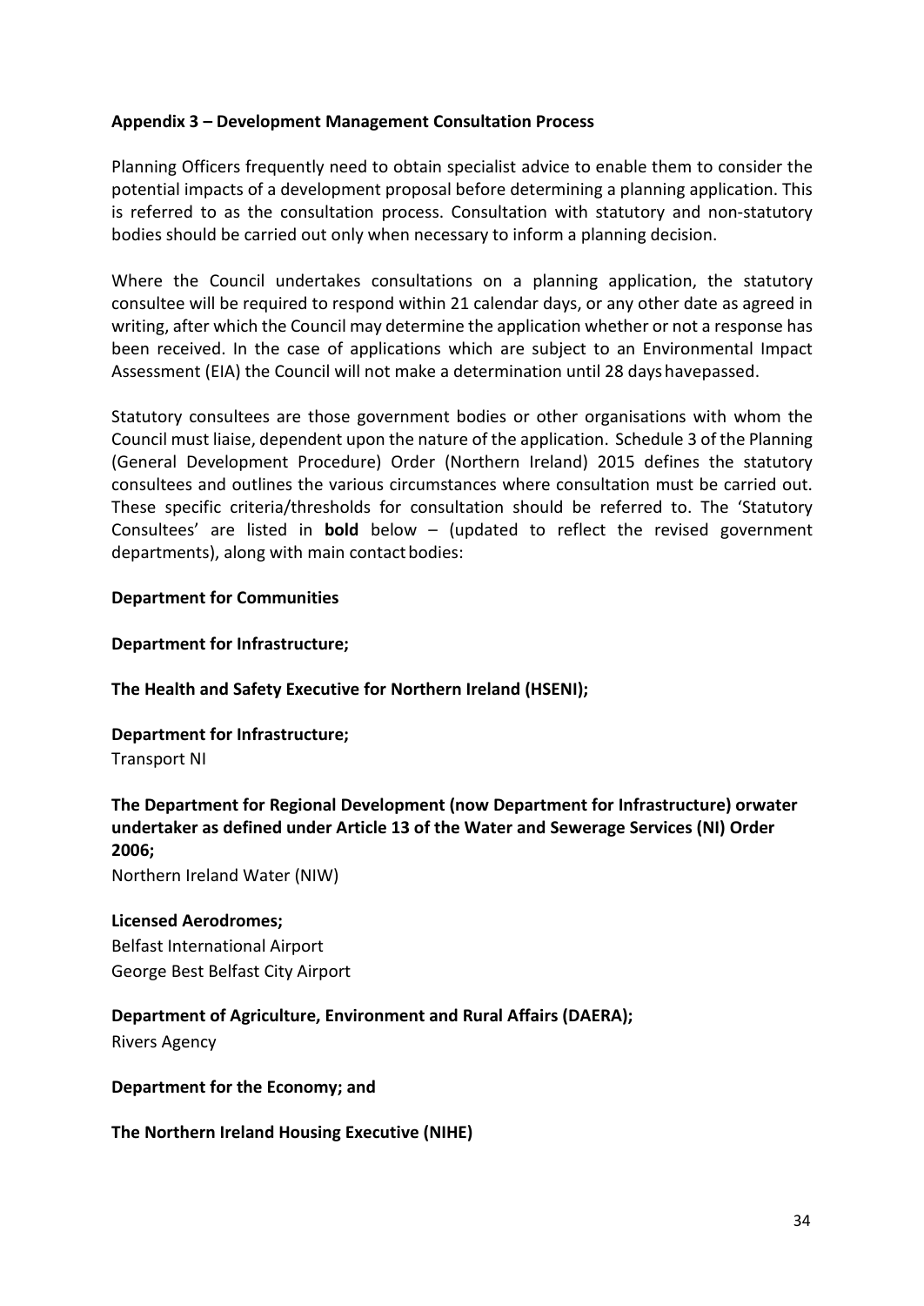**Appendix 3 – Development Management Consultation Process**

Planning Officers frequently need to obtain specialist advice to enable them to consider the potential impacts of a development proposal before determining a planning application. This is referred to as the consultation process. Consultation with statutory and non-statutory bodies should be carried out only when necessary to inform a planning decision.

Where the Council undertakes consultations on a planning application, the statutory consultee will be required to respond within 21 calendar days, or any other date as agreed in writing, after which the Council may determine the application whether or not a response has been received. In the case of applications which are subject to an Environmental Impact Assessment (EIA) the Council will not make a determination until 28 days havepassed.

Statutory consultees are those government bodies or other organisations with whom the Council must liaise, dependent upon the nature of the application. Schedule 3 of the Planning (General Development Procedure) Order (Northern Ireland) 2015 defines the statutory consultees and outlines the various circumstances where consultation must be carried out. These specific criteria/thresholds for consultation should be referred to. The 'Statutory Consultees' are listed in **bold** below – (updated to reflect the revised government departments), along with main contact bodies:

**Department for Communities**

**Department for Infrastructure;**

**The Health and Safety Executive for Northern Ireland (HSENI);**

**Department for Infrastructure;**
Transport NI

**The Department for Regional Development (now Department for Infrastructure) orwater undertaker as defined under Article 13 of the Water and Sewerage Services (NI) Order 2006;**
Northern Ireland Water (NIW)

**Licensed Aerodromes;**
Belfast International Airport
George Best Belfast City Airport

**Department of Agriculture, Environment and Rural Affairs (DAERA);**
Rivers Agency

**Department for the Economy; and**

**The Northern Ireland Housing Executive (NIHE)**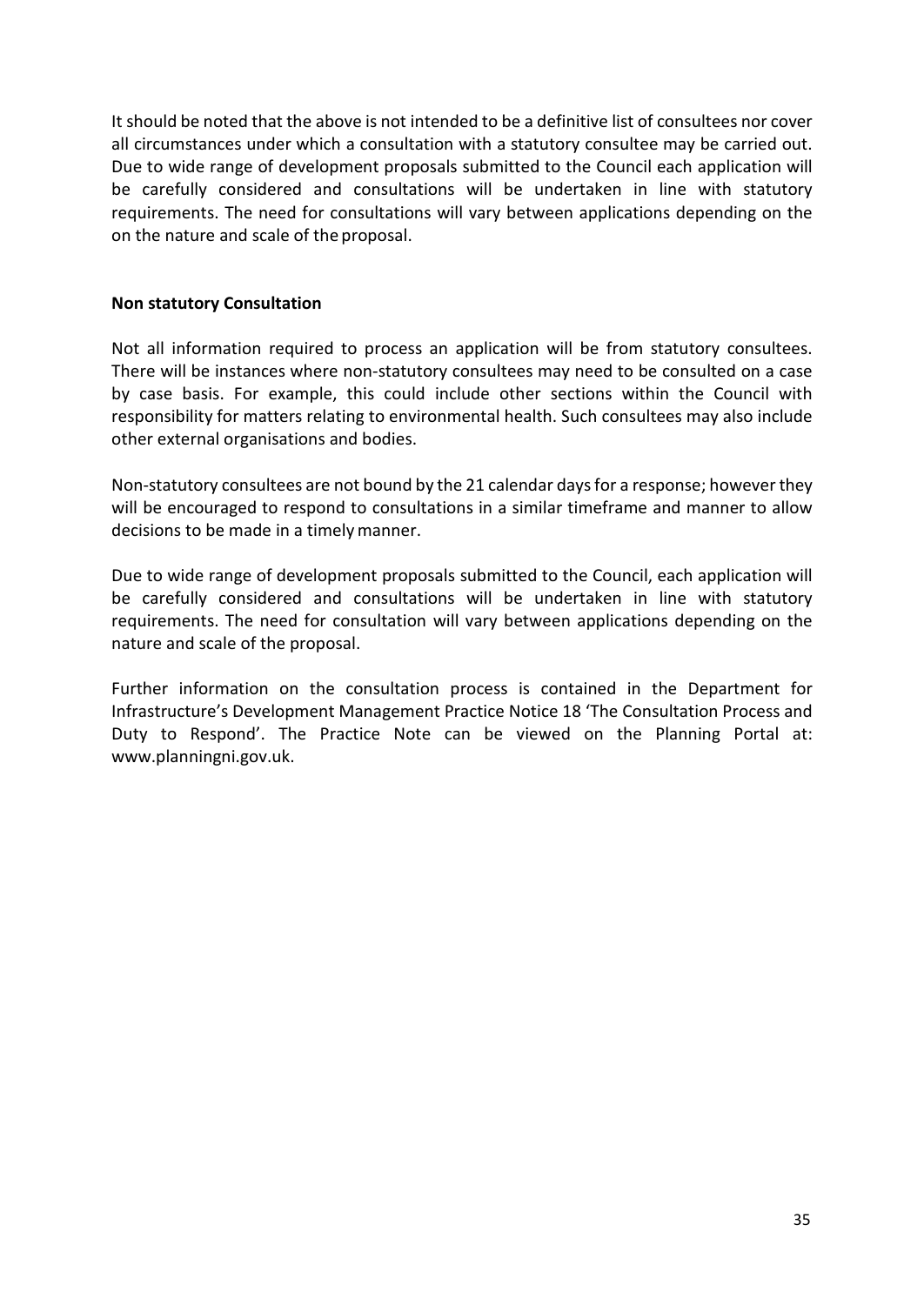It should be noted that the above is not intended to be a definitive list of consultees nor cover all circumstances under which a consultation with a statutory consultee may be carried out. Due to wide range of development proposals submitted to the Council each application will be carefully considered and consultations will be undertaken in line with statutory requirements. The need for consultations will vary between applications depending on the on the nature and scale of the proposal.

**Non statutory Consultation**

Not all information required to process an application will be from statutory consultees. There will be instances where non-statutory consultees may need to be consulted on a case by case basis. For example, this could include other sections within the Council with responsibility for matters relating to environmental health. Such consultees may also include other external organisations and bodies.

Non-statutory consultees are not bound by the 21 calendar days for a response; however they will be encouraged to respond to consultations in a similar timeframe and manner to allow decisions to be made in a timely manner.

Due to wide range of development proposals submitted to the Council, each application will be carefully considered and consultations will be undertaken in line with statutory requirements. The need for consultation will vary between applications depending on the nature and scale of the proposal.

Further information on the consultation process is contained in the Department for Infrastructure's Development Management Practice Notice 18 'The Consultation Process and Duty to Respond'. The Practice Note can be viewed on the Planning Portal at: www.planningni.gov.uk.